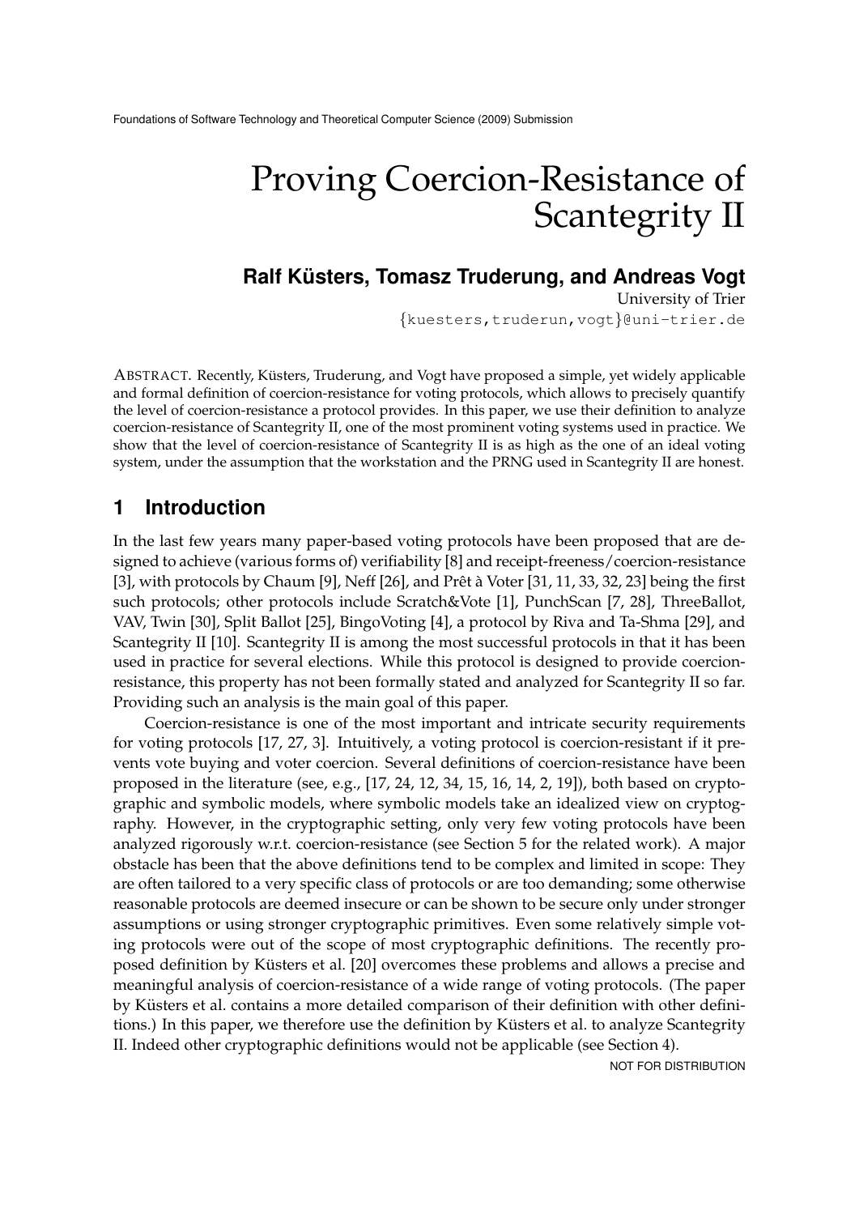# Proving Coercion-Resistance of Scantegrity II

**Ralf Küsters, Tomasz Truderung, and Andreas Vogt**

University of Trier

{kuesters,truderun,vogt}@uni-trier.de

ABSTRACT. Recently, Küsters, Truderung, and Vogt have proposed a simple, yet widely applicable and formal definition of coercion-resistance for voting protocols, which allows to precisely quantify the level of coercion-resistance a protocol provides. In this paper, we use their definition to analyze coercion-resistance of Scantegrity II, one of the most prominent voting systems used in practice. We show that the level of coercion-resistance of Scantegrity II is as high as the one of an ideal voting system, under the assumption that the workstation and the PRNG used in Scantegrity II are honest.

## 1 Introduction

In the last few years many paper-based voting protocols have been proposed that are designed to achieve (various forms of) verifiability [8] and receipt-freeness/coercion-resistance [3], with protocols by Chaum [9], Neff [26], and Prêt à Voter [31, 11, 33, 32, 23] being the first such protocols; other protocols include Scratch&Vote [1], PunchScan [7, 28], ThreeBallot, VAV, Twin [30], Split Ballot [25], BingoVoting [4], a protocol by Riva and Ta-Shma [29], and Scantegrity II [10]. Scantegrity II is among the most successful protocols in that it has been used in practice for several elections. While this protocol is designed to provide coercion-resistance, this property has not been formally stated and analyzed for Scantegrity II so far. Providing such an analysis is the main goal of this paper.

Coercion-resistance is one of the most important and intricate security requirements for voting protocols [17, 27, 3]. Intuitively, a voting protocol is coercion-resistant if it prevents vote buying and voter coercion. Several definitions of coercion-resistance have been proposed in the literature (see, e.g., [17, 24, 12, 34, 15, 16, 14, 2, 19]), both based on cryptographic and symbolic models, where symbolic models take an idealized view on cryptography. However, in the cryptographic setting, only very few voting protocols have been analyzed rigorously w.r.t. coercion-resistance (see Section 5 for the related work). A major obstacle has been that the above definitions tend to be complex and limited in scope: They are often tailored to a very specific class of protocols or are too demanding; some otherwise reasonable protocols are deemed insecure or can be shown to be secure only under stronger assumptions or using stronger cryptographic primitives. Even some relatively simple voting protocols were out of the scope of most cryptographic definitions. The recently proposed definition by Küsters et al. [20] overcomes these problems and allows a precise and meaningful analysis of coercion-resistance of a wide range of voting protocols. (The paper by Küsters et al. contains a more detailed comparison of their definition with other definitions.) In this paper, we therefore use the definition by Küsters et al. to analyze Scantegrity II. Indeed other cryptographic definitions would not be applicable (see Section 4).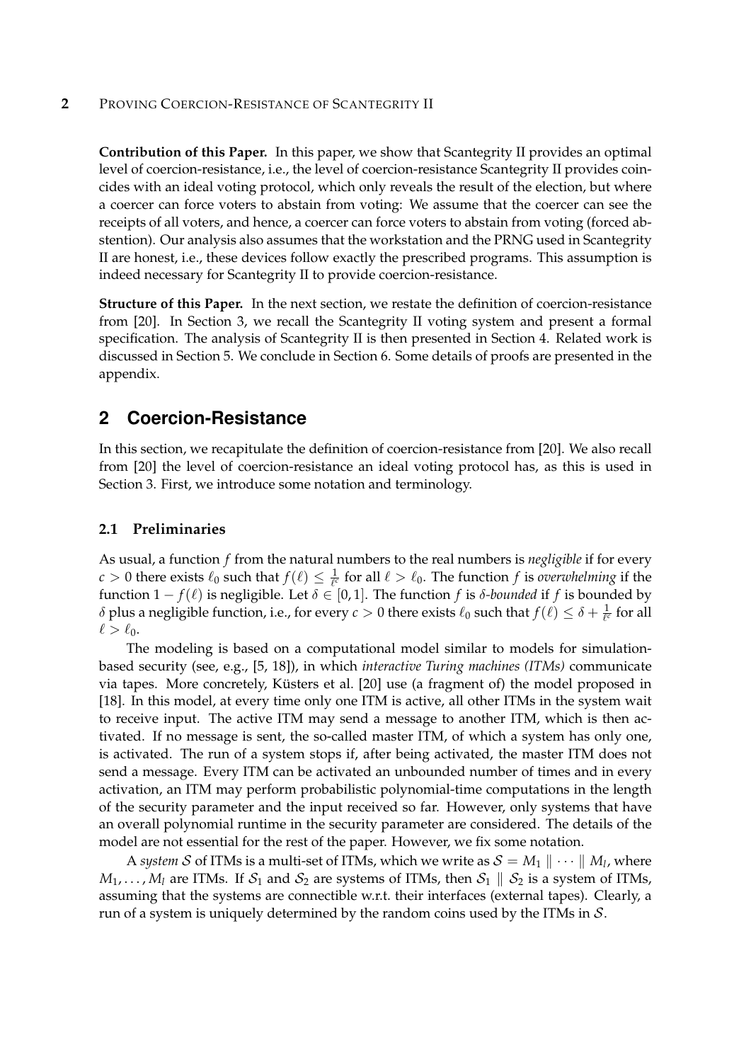**Contribution of this Paper.** In this paper, we show that Scantegrity II provides an optimal level of coercion-resistance, i.e., the level of coercion-resistance Scantegrity II provides coincides with an ideal voting protocol, which only reveals the result of the election, but where a coercer can force voters to abstain from voting: We assume that the coercer can see the receipts of all voters, and hence, a coercer can force voters to abstain from voting (forced abstention). Our analysis also assumes that the workstation and the PRNG used in Scantegrity II are honest, i.e., these devices follow exactly the prescribed programs. This assumption is indeed necessary for Scantegrity II to provide coercion-resistance.

**Structure of this Paper.** In the next section, we restate the definition of coercion-resistance from [20]. In Section 3, we recall the Scantegrity II voting system and present a formal specification. The analysis of Scantegrity II is then presented in Section 4. Related work is discussed in Section 5. We conclude in Section 6. Some details of proofs are presented in the appendix.

## 2 Coercion-Resistance

In this section, we recapitulate the definition of coercion-resistance from [20]. We also recall from [20] the level of coercion-resistance an ideal voting protocol has, as this is used in Section 3. First, we introduce some notation and terminology.

### 2.1 Preliminaries

As usual, a function $f$ from the natural numbers to the real numbers is *negligible* if for every $c > 0$ there exists $\ell_0$ such that $f(\ell) \leq \frac{1}{\ell^c}$ for all $\ell > \ell_0$. The function $f$ is *overwhelming* if the function $1 - f(\ell)$ is negligible. Let $\delta \in [0, 1]$. The function $f$ is *$\delta$-bounded* if $f$ is bounded by $\delta$ plus a negligible function, i.e., for every $c > 0$ there exists $\ell_0$ such that $f(\ell) \leq \delta + \frac{1}{\ell^c}$ for all $\ell > \ell_0$.

The modeling is based on a computational model similar to models for simulation-based security (see, e.g., [5, 18]), in which *interactive Turing machines (ITMs)* communicate via tapes. More concretely, Küsters et al. [20] use (a fragment of) the model proposed in [18]. In this model, at every time only one ITM is active, all other ITMs in the system wait to receive input. The active ITM may send a message to another ITM, which is then activated. If no message is sent, the so-called master ITM, of which a system has only one, is activated. The run of a system stops if, after being activated, the master ITM does not send a message. Every ITM can be activated an unbounded number of times and in every activation, an ITM may perform probabilistic polynomial-time computations in the length of the security parameter and the input received so far. However, only systems that have an overall polynomial runtime in the security parameter are considered. The details of the model are not essential for the rest of the paper. However, we fix some notation.

A *system* $\mathcal{S}$ of ITMs is a multi-set of ITMs, which we write as $\mathcal{S} = M_1 \parallel \cdots \parallel M_l$, where $M_1, \ldots, M_l$ are ITMs. If $\mathcal{S}_1$ and $\mathcal{S}_2$ are systems of ITMs, then $\mathcal{S}_1 \parallel \mathcal{S}_2$ is a system of ITMs, assuming that the systems are connectible w.r.t. their interfaces (external tapes). Clearly, a run of a system is uniquely determined by the random coins used by the ITMs in $\mathcal{S}$.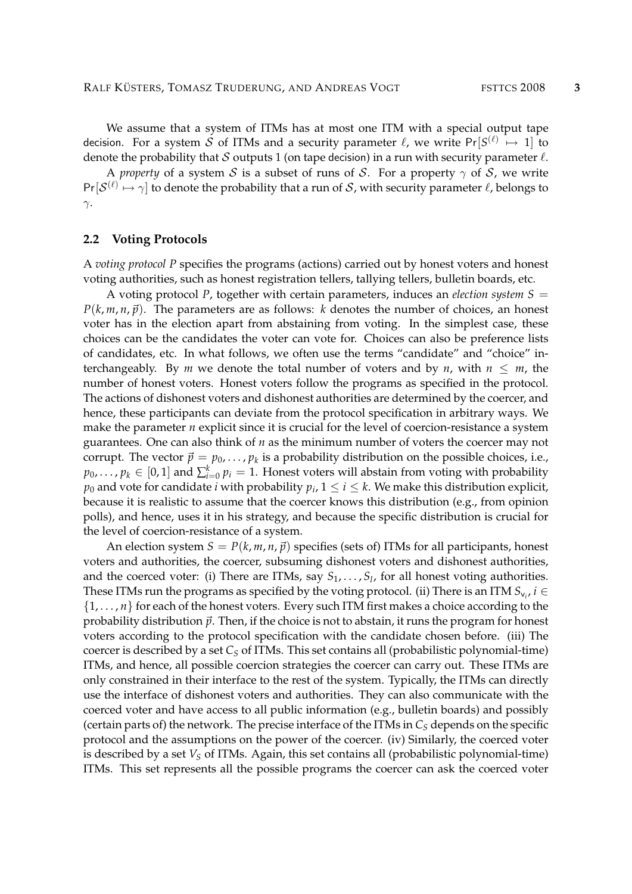We assume that a system of ITMs has at most one ITM with a special output tape decision. For a system $\mathcal{S}$ of ITMs and a security parameter $\ell$, we write $\Pr[S^{(\ell)} \mapsto 1]$ to denote the probability that $\mathcal{S}$ outputs 1 (on tape decision) in a run with security parameter $\ell$.

A *property* of a system $\mathcal{S}$ is a subset of runs of $\mathcal{S}$. For a property $\gamma$ of $\mathcal{S}$, we write $\Pr[\mathcal{S}^{(\ell)} \mapsto \gamma]$ to denote the probability that a run of $\mathcal{S}$, with security parameter $\ell$, belongs to $\gamma$.

### 2.2 Voting Protocols

A *voting protocol* $P$ specifies the programs (actions) carried out by honest voters and honest voting authorities, such as honest registration tellers, tallying tellers, bulletin boards, etc.

A voting protocol $P$, together with certain parameters, induces an *election system* $S = P(k, m, n, \vec{p})$. The parameters are as follows: $k$ denotes the number of choices, an honest voter has in the election apart from abstaining from voting. In the simplest case, these choices can be the candidates the voter can vote for. Choices can also be preference lists of candidates, etc. In what follows, we often use the terms "candidate" and "choice" interchangeably. By $m$ we denote the total number of voters and by $n$, with $n \leq m$, the number of honest voters. Honest voters follow the programs as specified in the protocol. The actions of dishonest voters and dishonest authorities are determined by the coercer, and hence, these participants can deviate from the protocol specification in arbitrary ways. We make the parameter $n$ explicit since it is crucial for the level of coercion-resistance a system guarantees. One can also think of $n$ as the minimum number of voters the coercer may not corrupt. The vector $\vec{p} = p_0, \ldots, p_k$ is a probability distribution on the possible choices, i.e., $p_0, \ldots, p_k \in [0, 1]$ and $\sum_{i=0}^{k} p_i = 1$. Honest voters will abstain from voting with probability $p_0$ and vote for candidate $i$ with probability $p_i$, $1 \leq i \leq k$. We make this distribution explicit, because it is realistic to assume that the coercer knows this distribution (e.g., from opinion polls), and hence, uses it in his strategy, and because the specific distribution is crucial for the level of coercion-resistance of a system.

An election system $S = P(k, m, n, \vec{p})$ specifies (sets of) ITMs for all participants, honest voters and authorities, the coercer, subsuming dishonest voters and dishonest authorities, and the coerced voter: (i) There are ITMs, say $S_1, \ldots, S_l$, for all honest voting authorities. These ITMs run the programs as specified by the voting protocol. (ii) There is an ITM $S_{v_i}$, $i \in \{1, \ldots, n\}$ for each of the honest voters. Every such ITM first makes a choice according to the probability distribution $\vec{p}$. Then, if the choice is not to abstain, it runs the program for honest voters according to the protocol specification with the candidate chosen before. (iii) The coercer is described by a set $C_S$ of ITMs. This set contains all (probabilistic polynomial-time) ITMs, and hence, all possible coercion strategies the coercer can carry out. These ITMs are only constrained in their interface to the rest of the system. Typically, the ITMs can directly use the interface of dishonest voters and authorities. They can also communicate with the coerced voter and have access to all public information (e.g., bulletin boards) and possibly (certain parts of) the network. The precise interface of the ITMs in $C_S$ depends on the specific protocol and the assumptions on the power of the coercer. (iv) Similarly, the coerced voter is described by a set $V_S$ of ITMs. Again, this set contains all (probabilistic polynomial-time) ITMs. This set represents all the possible programs the coercer can ask the coerced voter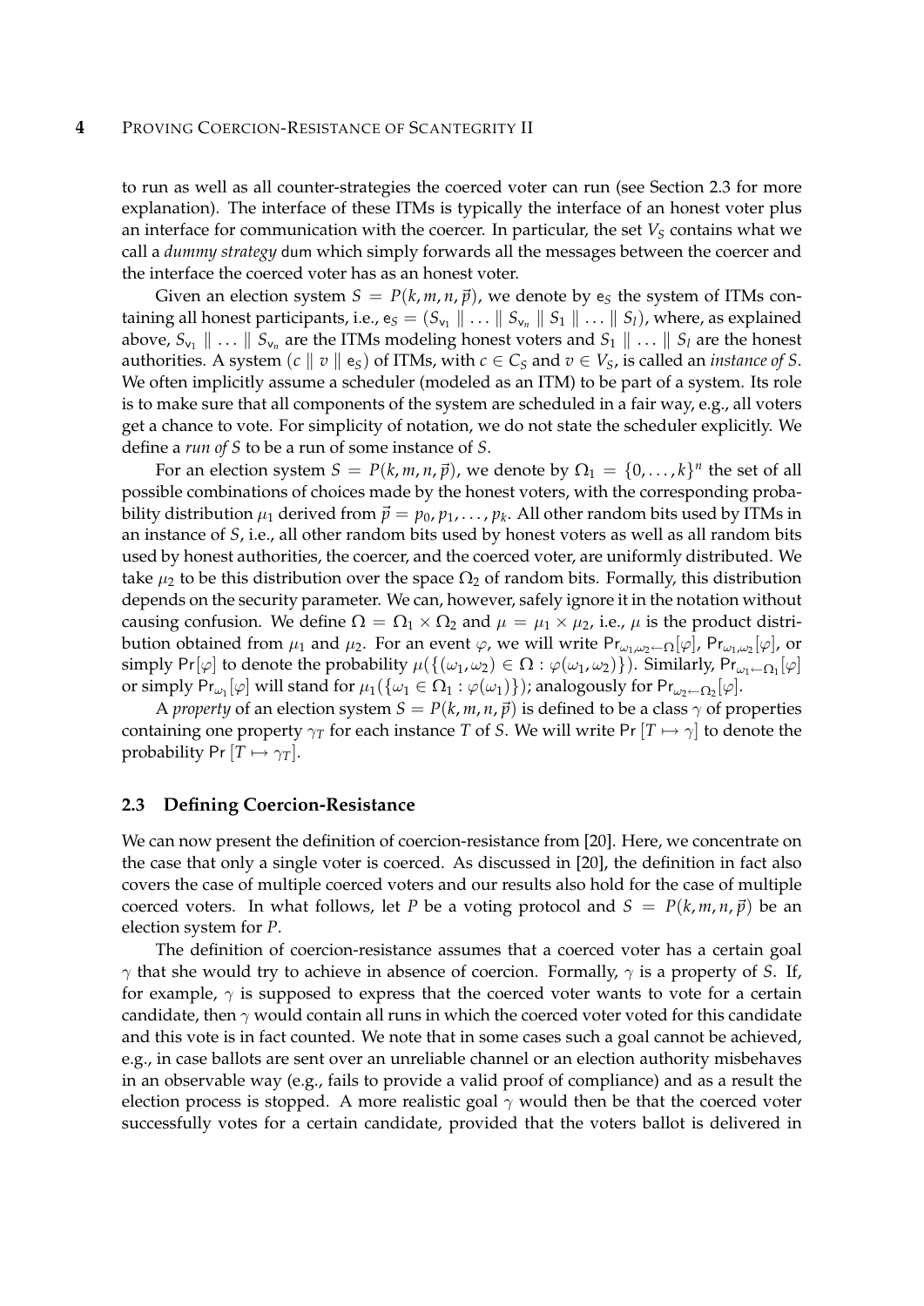to run as well as all counter-strategies the coerced voter can run (see Section 2.3 for more explanation). The interface of these ITMs is typically the interface of an honest voter plus an interface for communication with the coercer. In particular, the set $V_S$ contains what we call a *dummy strategy* $\mathsf{dum}$ which simply forwards all the messages between the coercer and the interface the coerced voter has as an honest voter.

Given an election system $S = P(k, m, n, \vec{p})$, we denote by $\mathsf{e}_S$ the system of ITMs containing all honest participants, i.e., $\mathsf{e}_S = (S_{\mathsf{v}_1} \parallel \ldots \parallel S_{\mathsf{v}_n} \parallel S_1 \parallel \ldots \parallel S_l)$, where, as explained above, $S_{\mathsf{v}_1} \parallel \ldots \parallel S_{\mathsf{v}_n}$ are the ITMs modeling honest voters and $S_1 \parallel \ldots \parallel S_l$ are the honest authorities. A system $(c \parallel v \parallel \mathsf{e}_S)$ of ITMs, with $c \in C_S$ and $v \in V_S$, is called an *instance of S*. We often implicitly assume a scheduler (modeled as an ITM) to be part of a system. Its role is to make sure that all components of the system are scheduled in a fair way, e.g., all voters get a chance to vote. For simplicity of notation, we do not state the scheduler explicitly. We define a *run of S* to be a run of some instance of $S$.

For an election system $S = P(k, m, n, \vec{p})$, we denote by $\Omega_1 = \{0, \ldots, k\}^n$ the set of all possible combinations of choices made by the honest voters, with the corresponding probability distribution $\mu_1$ derived from $\vec{p} = p_0, p_1, \ldots, p_k$. All other random bits used by ITMs in an instance of $S$, i.e., all other random bits used by honest voters as well as all random bits used by honest authorities, the coercer, and the coerced voter, are uniformly distributed. We take $\mu_2$ to be this distribution over the space $\Omega_2$ of random bits. Formally, this distribution depends on the security parameter. We can, however, safely ignore it in the notation without causing confusion. We define $\Omega = \Omega_1 \times \Omega_2$ and $\mu = \mu_1 \times \mu_2$, i.e., $\mu$ is the product distribution obtained from $\mu_1$ and $\mu_2$. For an event $\varphi$, we will write $\Pr_{\omega_1,\omega_2 \leftarrow \Omega}[\varphi]$, $\Pr_{\omega_1,\omega_2}[\varphi]$, or simply $\Pr[\varphi]$ to denote the probability $\mu(\{(\omega_1, \omega_2) \in \Omega : \varphi(\omega_1, \omega_2)\})$. Similarly, $\Pr_{\omega_1 \leftarrow \Omega_1}[\varphi]$ or simply $\Pr_{\omega_1}[\varphi]$ will stand for $\mu_1(\{\omega_1 \in \Omega_1 : \varphi(\omega_1)\})$; analogously for $\Pr_{\omega_2 \leftarrow \Omega_2}[\varphi]$.

A *property* of an election system $S = P(k, m, n, \vec{p})$ is defined to be a class $\gamma$ of properties containing one property $\gamma_T$ for each instance $T$ of $S$. We will write $\Pr[T \mapsto \gamma]$ to denote the probability $\Pr[T \mapsto \gamma_T]$.

## 2.3 Defining Coercion-Resistance

We can now present the definition of coercion-resistance from [20]. Here, we concentrate on the case that only a single voter is coerced. As discussed in [20], the definition in fact also covers the case of multiple coerced voters and our results also hold for the case of multiple coerced voters. In what follows, let $P$ be a voting protocol and $S = P(k, m, n, \vec{p})$ be an election system for $P$.

The definition of coercion-resistance assumes that a coerced voter has a certain goal $\gamma$ that she would try to achieve in absence of coercion. Formally, $\gamma$ is a property of $S$. If, for example, $\gamma$ is supposed to express that the coerced voter wants to vote for a certain candidate, then $\gamma$ would contain all runs in which the coerced voter voted for this candidate and this vote is in fact counted. We note that in some cases such a goal cannot be achieved, e.g., in case ballots are sent over an unreliable channel or an election authority misbehaves in an observable way (e.g., fails to provide a valid proof of compliance) and as a result the election process is stopped. A more realistic goal $\gamma$ would then be that the coerced voter successfully votes for a certain candidate, provided that the voters ballot is delivered in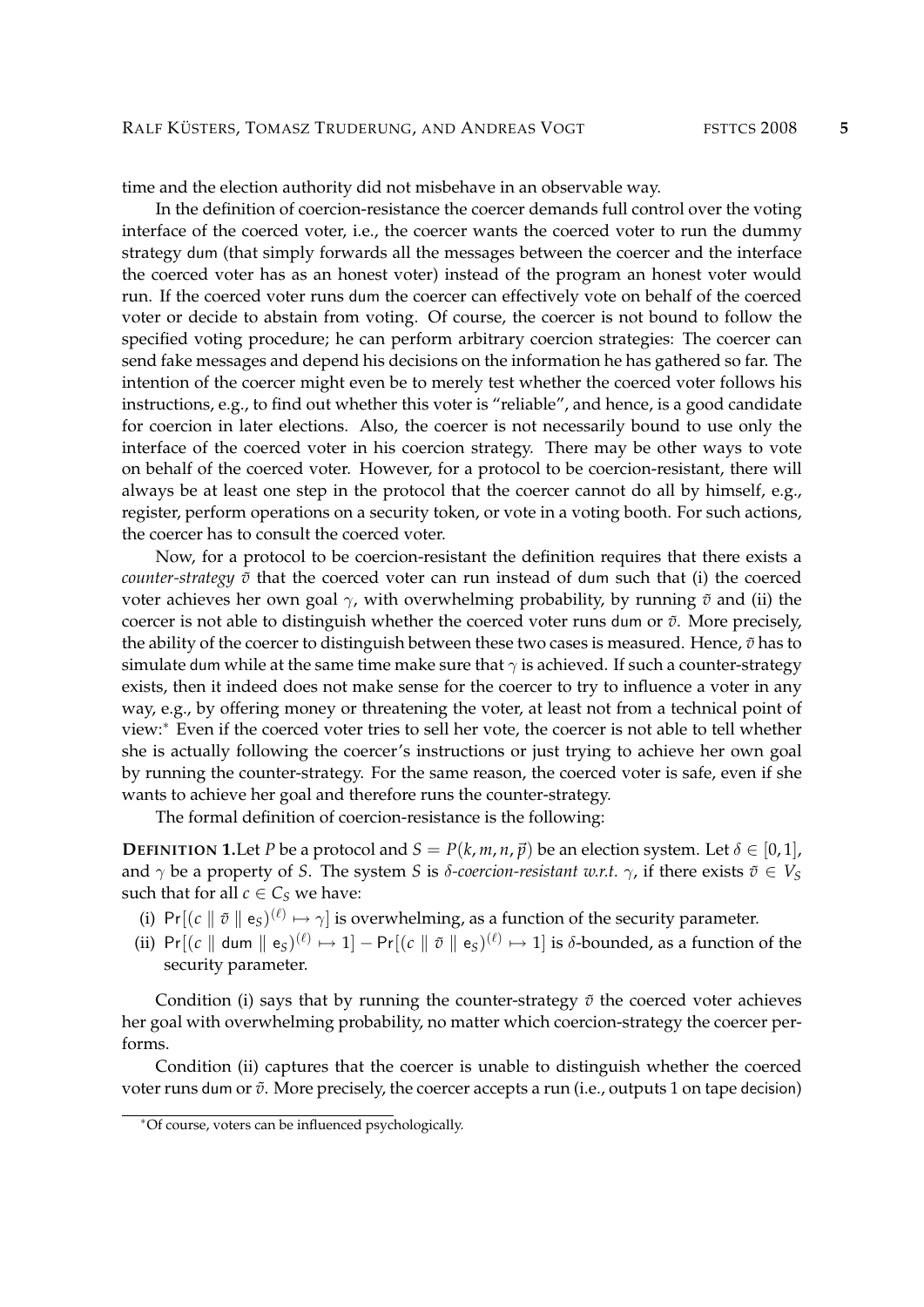time and the election authority did not misbehave in an observable way.

In the definition of coercion-resistance the coercer demands full control over the voting interface of the coerced voter, i.e., the coercer wants the coerced voter to run the dummy strategy $\mathsf{dum}$ (that simply forwards all the messages between the coercer and the interface the coerced voter has as an honest voter) instead of the program an honest voter would run. If the coerced voter runs $\mathsf{dum}$ the coercer can effectively vote on behalf of the coerced voter or decide to abstain from voting. Of course, the coercer is not bound to follow the specified voting procedure; he can perform arbitrary coercion strategies: The coercer can send fake messages and depend his decisions on the information he has gathered so far. The intention of the coercer might even be to merely test whether the coerced voter follows his instructions, e.g., to find out whether this voter is "reliable", and hence, is a good candidate for coercion in later elections. Also, the coercer is not necessarily bound to use only the interface of the coerced voter in his coercion strategy. There may be other ways to vote on behalf of the coerced voter. However, for a protocol to be coercion-resistant, there will always be at least one step in the protocol that the coercer cannot do all by himself, e.g., register, perform operations on a security token, or vote in a voting booth. For such actions, the coercer has to consult the coerced voter.

Now, for a protocol to be coercion-resistant the definition requires that there exists a *counter-strategy* $\tilde{v}$ that the coerced voter can run instead of $\mathsf{dum}$ such that (i) the coerced voter achieves her own goal $\gamma$, with overwhelming probability, by running $\tilde{v}$ and (ii) the coercer is not able to distinguish whether the coerced voter runs $\mathsf{dum}$ or $\tilde{v}$. More precisely, the ability of the coercer to distinguish between these two cases is measured. Hence, $\tilde{v}$ has to simulate $\mathsf{dum}$ while at the same time make sure that $\gamma$ is achieved. If such a counter-strategy exists, then it indeed does not make sense for the coercer to try to influence a voter in any way, e.g., by offering money or threatening the voter, at least not from a technical point of view:[*] Even if the coerced voter tries to sell her vote, the coercer is not able to tell whether she is actually following the coercer's instructions or just trying to achieve her own goal by running the counter-strategy. For the same reason, the coerced voter is safe, even if she wants to achieve her goal and therefore runs the counter-strategy.

The formal definition of coercion-resistance is the following:

**DEFINITION 1.** Let $P$ be a protocol and $S = P(k, m, n, \vec{p})$ be an election system. Let $\delta \in [0, 1]$, and $\gamma$ be a property of $S$. The system $S$ is *$\delta$-coercion-resistant w.r.t. $\gamma$*, if there exists $\tilde{v} \in V_S$ such that for all $c \in C_S$ we have:

(i) $\Pr[(c \parallel \tilde{v} \parallel \mathsf{e}_S)^{(\ell)} \mapsto \gamma]$ is overwhelming, as a function of the security parameter.

(ii) $\Pr[(c \parallel \mathsf{dum} \parallel \mathsf{e}_S)^{(\ell)} \mapsto 1] - \Pr[(c \parallel \tilde{v} \parallel \mathsf{e}_S)^{(\ell)} \mapsto 1]$ is $\delta$-bounded, as a function of the security parameter.

Condition (i) says that by running the counter-strategy $\tilde{v}$ the coerced voter achieves her goal with overwhelming probability, no matter which coercion-strategy the coercer performs.

Condition (ii) captures that the coercer is unable to distinguish whether the coerced voter runs $\mathsf{dum}$ or $\tilde{v}$. More precisely, the coercer accepts a run (i.e., outputs 1 on tape $\mathsf{decision}$)

[*] Of course, voters can be influenced psychologically.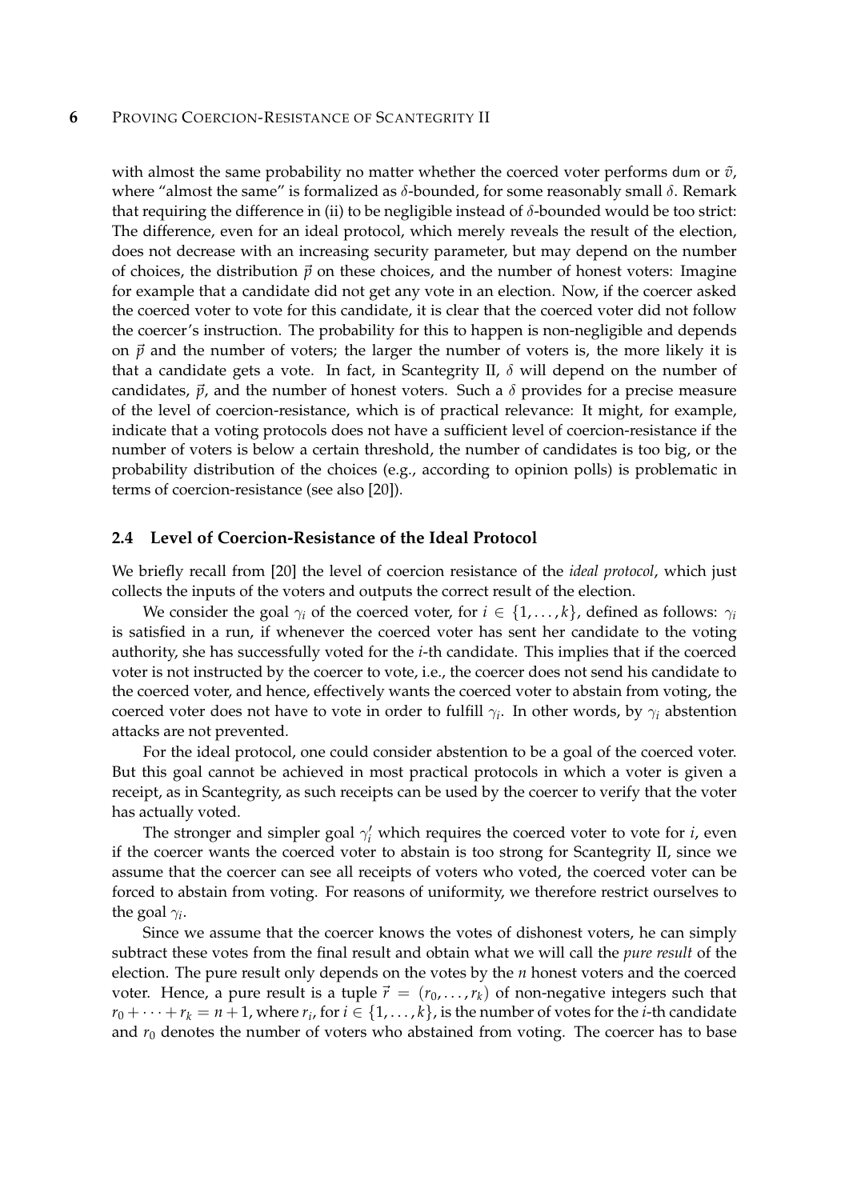with almost the same probability no matter whether the coerced voter performs dum or $\tilde{v}$, where "almost the same" is formalized as $\delta$-bounded, for some reasonably small $\delta$. Remark that requiring the difference in (ii) to be negligible instead of $\delta$-bounded would be too strict: The difference, even for an ideal protocol, which merely reveals the result of the election, does not decrease with an increasing security parameter, but may depend on the number of choices, the distribution $\vec{p}$ on these choices, and the number of honest voters: Imagine for example that a candidate did not get any vote in an election. Now, if the coercer asked the coerced voter to vote for this candidate, it is clear that the coerced voter did not follow the coercer's instruction. The probability for this to happen is non-negligible and depends on $\vec{p}$ and the number of voters; the larger the number of voters is, the more likely it is that a candidate gets a vote. In fact, in Scantegrity II, $\delta$ will depend on the number of candidates, $\vec{p}$, and the number of honest voters. Such a $\delta$ provides for a precise measure of the level of coercion-resistance, which is of practical relevance: It might, for example, indicate that a voting protocols does not have a sufficient level of coercion-resistance if the number of voters is below a certain threshold, the number of candidates is too big, or the probability distribution of the choices (e.g., according to opinion polls) is problematic in terms of coercion-resistance (see also [20]).

### 2.4 Level of Coercion-Resistance of the Ideal Protocol

We briefly recall from [20] the level of coercion resistance of the *ideal protocol*, which just collects the inputs of the voters and outputs the correct result of the election.

We consider the goal $\gamma_i$ of the coerced voter, for $i \in \{1, \dots, k\}$, defined as follows: $\gamma_i$ is satisfied in a run, if whenever the coerced voter has sent her candidate to the voting authority, she has successfully voted for the $i$-th candidate. This implies that if the coerced voter is not instructed by the coercer to vote, i.e., the coercer does not send his candidate to the coerced voter, and hence, effectively wants the coerced voter to abstain from voting, the coerced voter does not have to vote in order to fulfill $\gamma_i$. In other words, by $\gamma_i$ abstention attacks are not prevented.

For the ideal protocol, one could consider abstention to be a goal of the coerced voter. But this goal cannot be achieved in most practical protocols in which a voter is given a receipt, as in Scantegrity, as such receipts can be used by the coercer to verify that the voter has actually voted.

The stronger and simpler goal $\gamma_i'$ which requires the coerced voter to vote for $i$, even if the coercer wants the coerced voter to abstain is too strong for Scantegrity II, since we assume that the coercer can see all receipts of voters who voted, the coerced voter can be forced to abstain from voting. For reasons of uniformity, we therefore restrict ourselves to the goal $\gamma_i$.

Since we assume that the coercer knows the votes of dishonest voters, he can simply subtract these votes from the final result and obtain what we will call the *pure result* of the election. The pure result only depends on the votes by the $n$ honest voters and the coerced voter. Hence, a pure result is a tuple $\vec{r} = (r_0, \dots, r_k)$ of non-negative integers such that $r_0 + \dots + r_k = n + 1$, where $r_i$, for $i \in \{1, \dots, k\}$, is the number of votes for the $i$-th candidate and $r_0$ denotes the number of voters who abstained from voting. The coercer has to base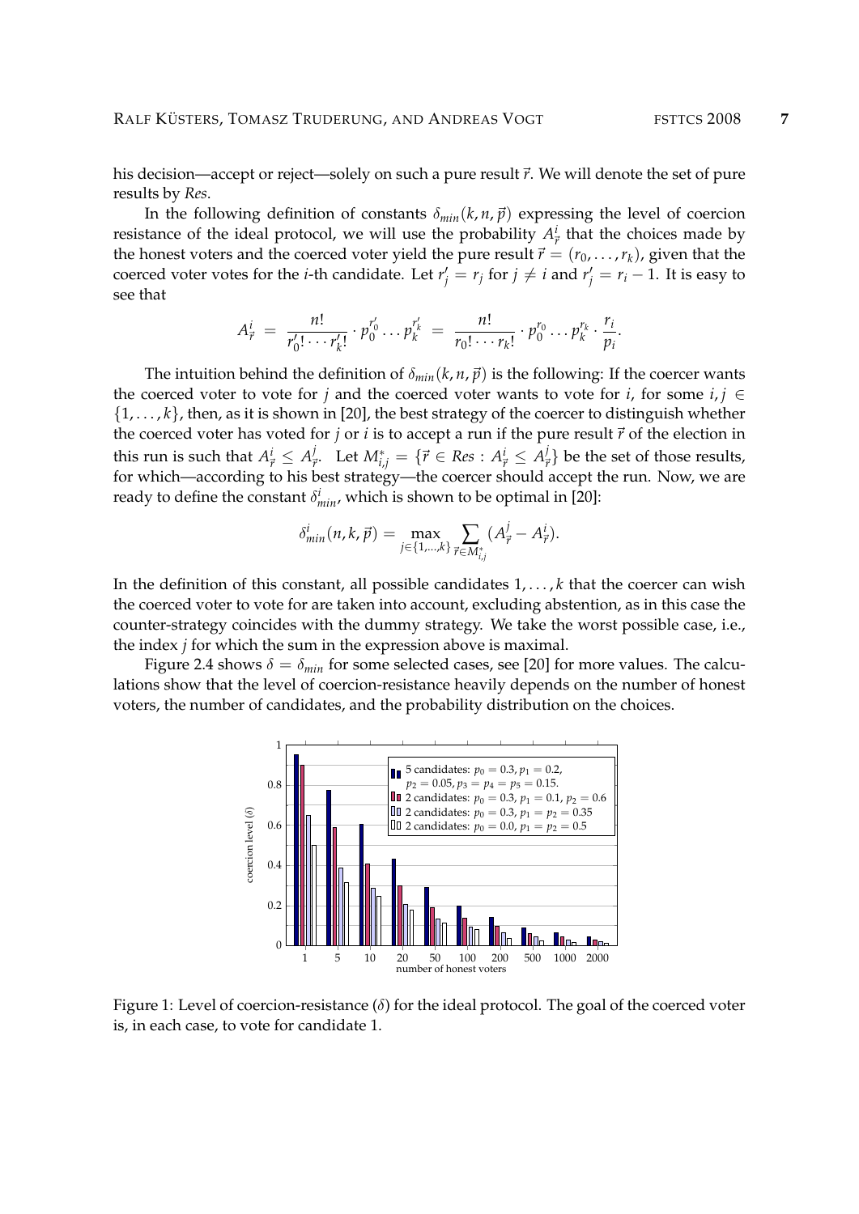his decision—accept or reject—solely on such a pure result $\vec{r}$. We will denote the set of pure results by *Res*.

In the following definition of constants $\delta_{min}(k, n, \vec{p})$ expressing the level of coercion resistance of the ideal protocol, we will use the probability $A^i_{\vec{r}}$ that the choices made by the honest voters and the coerced voter yield the pure result $\vec{r} = (r_0, \ldots, r_k)$, given that the coerced voter votes for the $i$-th candidate. Let $r'_j = r_j$ for $j \neq i$ and $r'_j = r_i - 1$. It is easy to see that

$$A^i_{\vec{r}} \;=\; \frac{n!}{r'_0! \cdots r'_k!} \cdot p_0^{r'_0} \ldots p_k^{r'_k} \;=\; \frac{n!}{r_0! \cdots r_k!} \cdot p_0^{r_0} \ldots p_k^{r_k} \cdot \frac{r_i}{p_i}.$$

The intuition behind the definition of $\delta_{min}(k, n, \vec{p})$ is the following: If the coercer wants the coerced voter to vote for $j$ and the coerced voter wants to vote for $i$, for some $i, j \in \{1, \ldots, k\}$, then, as it is shown in [20], the best strategy of the coercer to distinguish whether the coerced voter has voted for $j$ or $i$ is to accept a run if the pure result $\vec{r}$ of the election in this run is such that $A^i_{\vec{r}} \leq A^j_{\vec{r}}$. Let $M^*_{i,j} = \{\vec{r} \in Res : A^i_{\vec{r}} \leq A^j_{\vec{r}}\}$ be the set of those results, for which—according to his best strategy—the coercer should accept the run. Now, we are ready to define the constant $\delta^i_{min}$, which is shown to be optimal in [20]:

$$\delta^i_{min}(n, k, \vec{p}) = \max_{j \in \{1,\ldots,k\}} \sum_{\vec{r} \in M^*_{i,j}} (A^j_{\vec{r}} - A^i_{\vec{r}}).$$

In the definition of this constant, all possible candidates $1, \ldots, k$ that the coercer can wish the coerced voter to vote for are taken into account, excluding abstention, as in this case the counter-strategy coincides with the dummy strategy. We take the worst possible case, i.e., the index $j$ for which the sum in the expression above is maximal.

Figure 2.4 shows $\delta = \delta_{min}$ for some selected cases, see [20] for more values. The calculations show that the level of coercion-resistance heavily depends on the number of honest voters, the number of candidates, and the probability distribution on the choices.

Figure 1: Level of coercion-resistance ($\delta$) for the ideal protocol. The goal of the coerced voter is, in each case, to vote for candidate 1.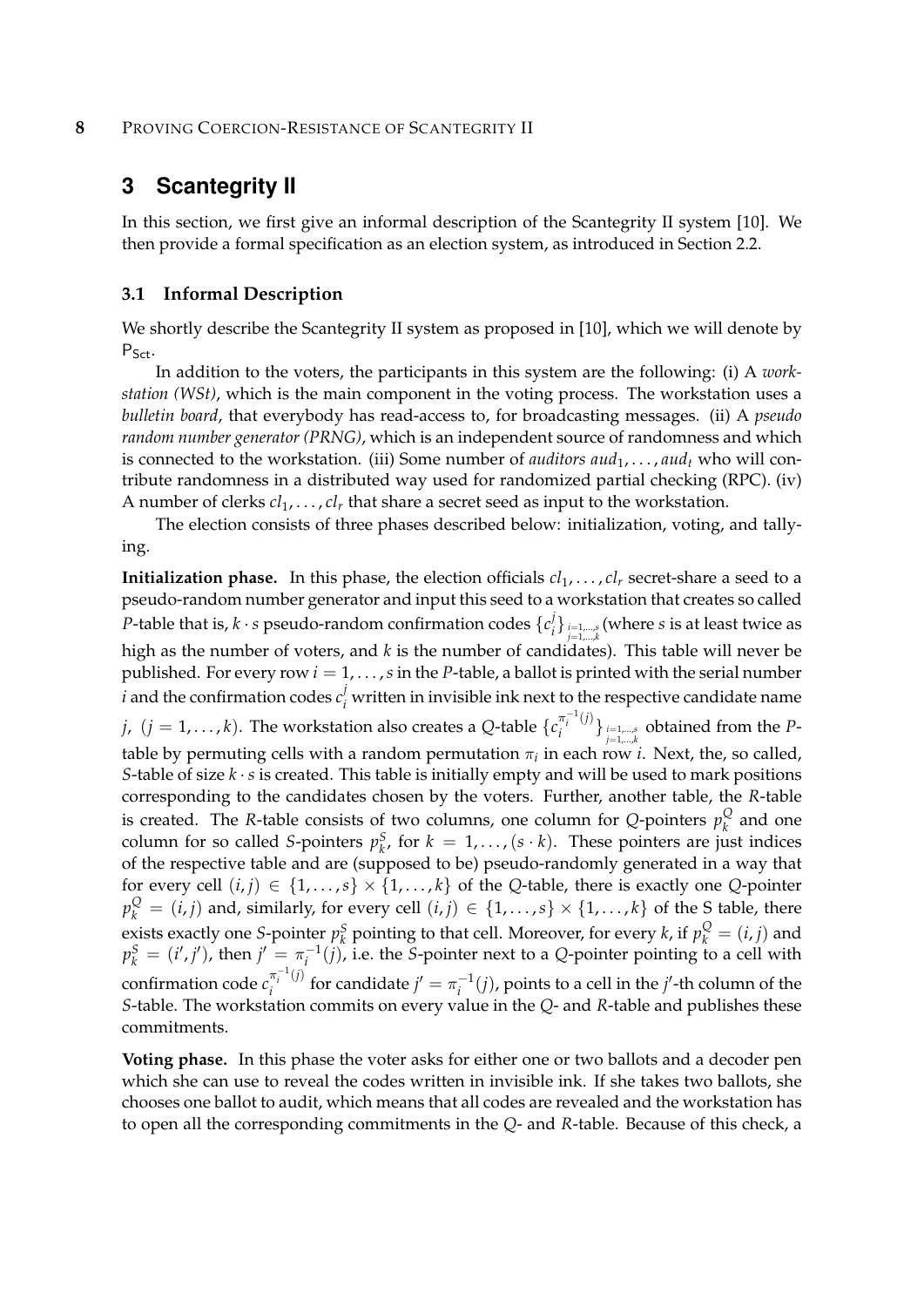## 3 Scantegrity II

In this section, we first give an informal description of the Scantegrity II system [10]. We then provide a formal specification as an election system, as introduced in Section 2.2.

### 3.1 Informal Description

We shortly describe the Scantegrity II system as proposed in [10], which we will denote by $\mathsf{P}_{\mathsf{Sct}}$.

In addition to the voters, the participants in this system are the following: (i) A *workstation (WSt)*, which is the main component in the voting process. The workstation uses a *bulletin board*, that everybody has read-access to, for broadcasting messages. (ii) A *pseudo random number generator (PRNG)*, which is an independent source of randomness and which is connected to the workstation. (iii) Some number of *auditors* $aud_1, \ldots, aud_t$ who will contribute randomness in a distributed way used for randomized partial checking (RPC). (iv) A number of clerks $cl_1, \ldots, cl_r$ that share a secret seed as input to the workstation.

The election consists of three phases described below: initialization, voting, and tallying.

**Initialization phase.** In this phase, the election officials $cl_1, \ldots, cl_r$ secret-share a seed to a pseudo-random number generator and input this seed to a workstation that creates so called $P$-table that is, $k \cdot s$ pseudo-random confirmation codes $\{c_i^j\}_{\substack{i=1,\ldots,s \\ j=1,\ldots,k}}$ (where $s$ is at least twice as high as the number of voters, and $k$ is the number of candidates). This table will never be published. For every row $i = 1, \ldots, s$ in the $P$-table, a ballot is printed with the serial number $i$ and the confirmation codes $c_i^j$ written in invisible ink next to the respective candidate name $j$, $(j = 1, \ldots, k)$. The workstation also creates a $Q$-table $\{c_i^{\pi_i^{-1}(j)}\}_{\substack{i=1,\ldots,s \\ j=1,\ldots,k}}$ obtained from the $P$-table by permuting cells with a random permutation $\pi_i$ in each row $i$. Next, the, so called, $S$-table of size $k \cdot s$ is created. This table is initially empty and will be used to mark positions corresponding to the candidates chosen by the voters. Further, another table, the $R$-table is created. The $R$-table consists of two columns, one column for $Q$-pointers $p_k^Q$ and one column for so called $S$-pointers $p_k^S$, for $k = 1, \ldots, (s \cdot k)$. These pointers are just indices of the respective table and are (supposed to be) pseudo-randomly generated in a way that for every cell $(i, j) \in \{1, \ldots, s\} \times \{1, \ldots, k\}$ of the $Q$-table, there is exactly one $Q$-pointer $p_k^Q = (i, j)$ and, similarly, for every cell $(i, j) \in \{1, \ldots, s\} \times \{1, \ldots, k\}$ of the S table, there exists exactly one $S$-pointer $p_k^S$ pointing to that cell. Moreover, for every $k$, if $p_k^Q = (i, j)$ and $p_k^S = (i', j')$, then $j' = \pi_i^{-1}(j)$, i.e. the $S$-pointer next to a $Q$-pointer pointing to a cell with confirmation code $c_i^{\pi_i^{-1}(j)}$ for candidate $j' = \pi_i^{-1}(j)$, points to a cell in the $j'$-th column of the $S$-table. The workstation commits on every value in the $Q$- and $R$-table and publishes these commitments.

**Voting phase.** In this phase the voter asks for either one or two ballots and a decoder pen which she can use to reveal the codes written in invisible ink. If she takes two ballots, she chooses one ballot to audit, which means that all codes are revealed and the workstation has to open all the corresponding commitments in the $Q$- and $R$-table. Because of this check, a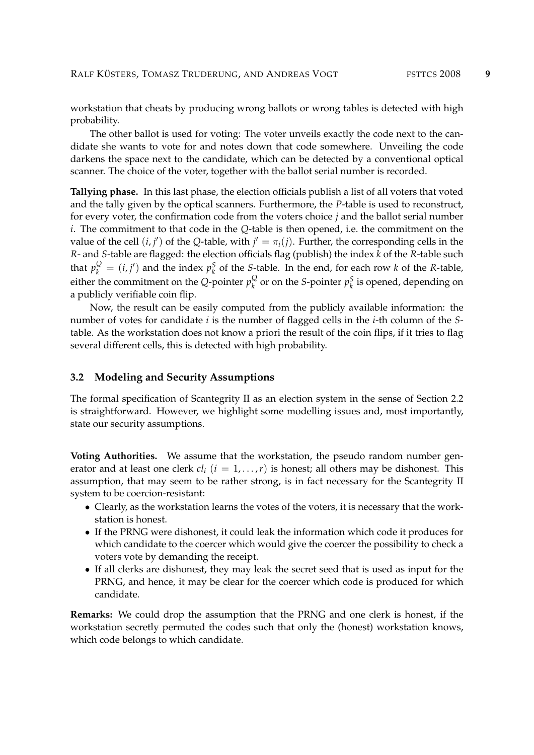workstation that cheats by producing wrong ballots or wrong tables is detected with high probability.

The other ballot is used for voting: The voter unveils exactly the code next to the candidate she wants to vote for and notes down that code somewhere. Unveiling the code darkens the space next to the candidate, which can be detected by a conventional optical scanner. The choice of the voter, together with the ballot serial number is recorded.

**Tallying phase.** In this last phase, the election officials publish a list of all voters that voted and the tally given by the optical scanners. Furthermore, the $P$-table is used to reconstruct, for every voter, the confirmation code from the voters choice $j$ and the ballot serial number $i$. The commitment to that code in the $Q$-table is then opened, i.e. the commitment on the value of the cell $(i, j')$ of the $Q$-table, with $j' = \pi_i(j)$. Further, the corresponding cells in the $R$- and $S$-table are flagged: the election officials flag (publish) the index $k$ of the $R$-table such that $p_k^Q = (i, j')$ and the index $p_k^S$ of the $S$-table. In the end, for each row $k$ of the $R$-table, either the commitment on the $Q$-pointer $p_k^Q$ or on the $S$-pointer $p_k^S$ is opened, depending on a publicly verifiable coin flip.

Now, the result can be easily computed from the publicly available information: the number of votes for candidate $i$ is the number of flagged cells in the $i$-th column of the $S$-table. As the workstation does not know a priori the result of the coin flips, if it tries to flag several different cells, this is detected with high probability.

### 3.2 Modeling and Security Assumptions

The formal specification of Scantegrity II as an election system in the sense of Section 2.2 is straightforward. However, we highlight some modelling issues and, most importantly, state our security assumptions.

**Voting Authorities.** We assume that the workstation, the pseudo random number generator and at least one clerk $cl_i$ $(i = 1, \ldots, r)$ is honest; all others may be dishonest. This assumption, that may seem to be rather strong, is in fact necessary for the Scantegrity II system to be coercion-resistant:

- Clearly, as the workstation learns the votes of the voters, it is necessary that the workstation is honest.
- If the PRNG were dishonest, it could leak the information which code it produces for which candidate to the coercer which would give the coercer the possibility to check a voters vote by demanding the receipt.
- If all clerks are dishonest, they may leak the secret seed that is used as input for the PRNG, and hence, it may be clear for the coercer which code is produced for which candidate.

**Remarks:** We could drop the assumption that the PRNG and one clerk is honest, if the workstation secretly permuted the codes such that only the (honest) workstation knows, which code belongs to which candidate.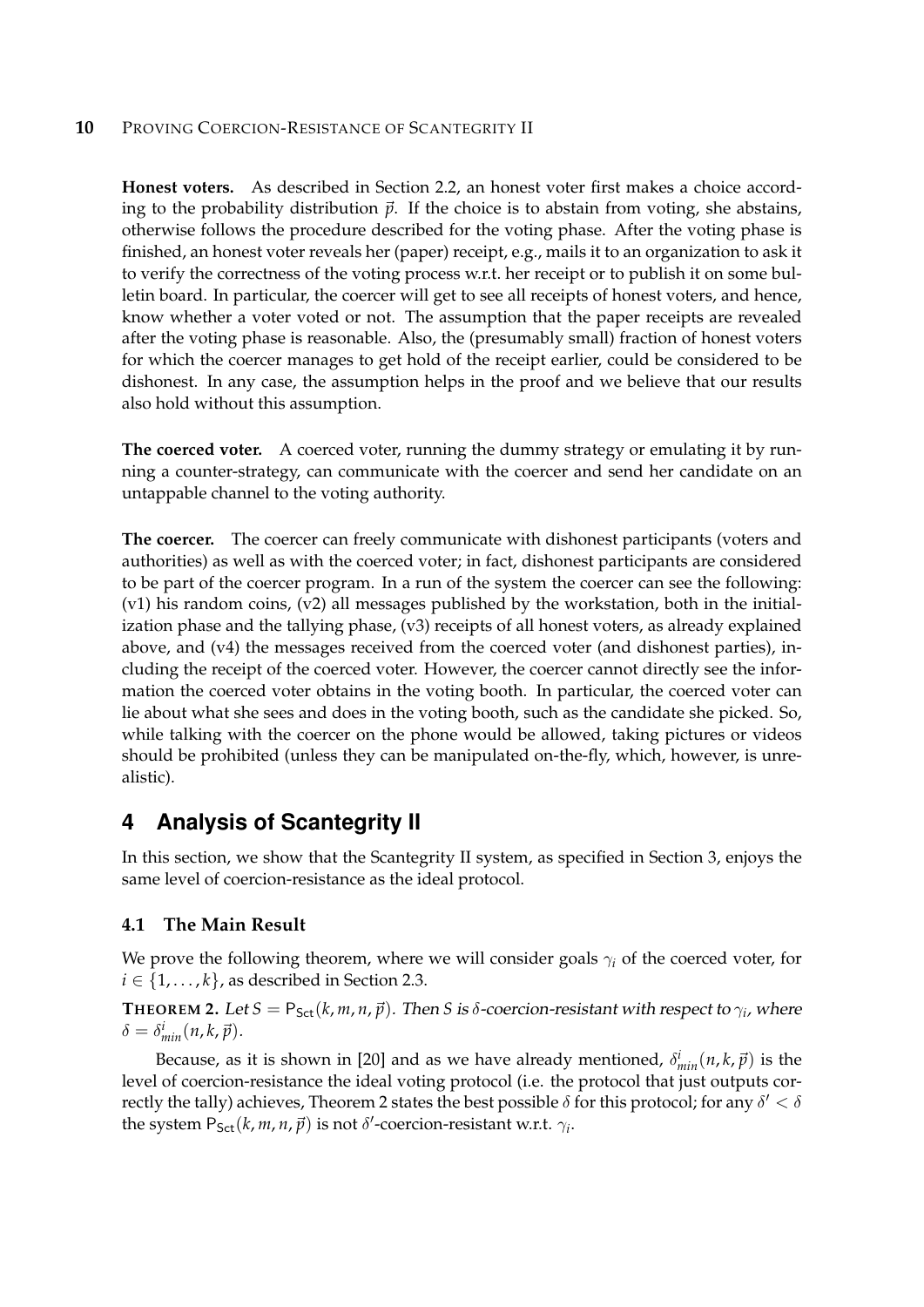**Honest voters.** As described in Section 2.2, an honest voter first makes a choice according to the probability distribution $\vec{p}$. If the choice is to abstain from voting, she abstains, otherwise follows the procedure described for the voting phase. After the voting phase is finished, an honest voter reveals her (paper) receipt, e.g., mails it to an organization to ask it to verify the correctness of the voting process w.r.t. her receipt or to publish it on some bulletin board. In particular, the coercer will get to see all receipts of honest voters, and hence, know whether a voter voted or not. The assumption that the paper receipts are revealed after the voting phase is reasonable. Also, the (presumably small) fraction of honest voters for which the coercer manages to get hold of the receipt earlier, could be considered to be dishonest. In any case, the assumption helps in the proof and we believe that our results also hold without this assumption.

**The coerced voter.** A coerced voter, running the dummy strategy or emulating it by running a counter-strategy, can communicate with the coercer and send her candidate on an untappable channel to the voting authority.

**The coercer.** The coercer can freely communicate with dishonest participants (voters and authorities) as well as with the coerced voter; in fact, dishonest participants are considered to be part of the coercer program. In a run of the system the coercer can see the following: (v1) his random coins, (v2) all messages published by the workstation, both in the initialization phase and the tallying phase, (v3) receipts of all honest voters, as already explained above, and (v4) the messages received from the coerced voter (and dishonest parties), including the receipt of the coerced voter. However, the coercer cannot directly see the information the coerced voter obtains in the voting booth. In particular, the coerced voter can lie about what she sees and does in the voting booth, such as the candidate she picked. So, while talking with the coercer on the phone would be allowed, taking pictures or videos should be prohibited (unless they can be manipulated on-the-fly, which, however, is unrealistic).

# 4 Analysis of Scantegrity II

In this section, we show that the Scantegrity II system, as specified in Section 3, enjoys the same level of coercion-resistance as the ideal protocol.

## 4.1 The Main Result

We prove the following theorem, where we will consider goals $\gamma_i$ of the coerced voter, for $i \in \{1, \ldots, k\}$, as described in Section 2.3.

**Theorem 2.** *Let $S = \mathsf{P}_{\mathsf{Sct}}(k, m, n, \vec{p})$. Then $S$ is $\delta$-coercion-resistant with respect to $\gamma_i$, where $\delta = \delta^i_{min}(n, k, \vec{p})$.*

Because, as it is shown in [20] and as we have already mentioned, $\delta^i_{min}(n, k, \vec{p})$ is the level of coercion-resistance the ideal voting protocol (i.e. the protocol that just outputs correctly the tally) achieves, Theorem 2 states the best possible $\delta$ for this protocol; for any $\delta' < \delta$ the system $\mathsf{P}_{\mathsf{Sct}}(k, m, n, \vec{p})$ is not $\delta'$-coercion-resistant w.r.t. $\gamma_i$.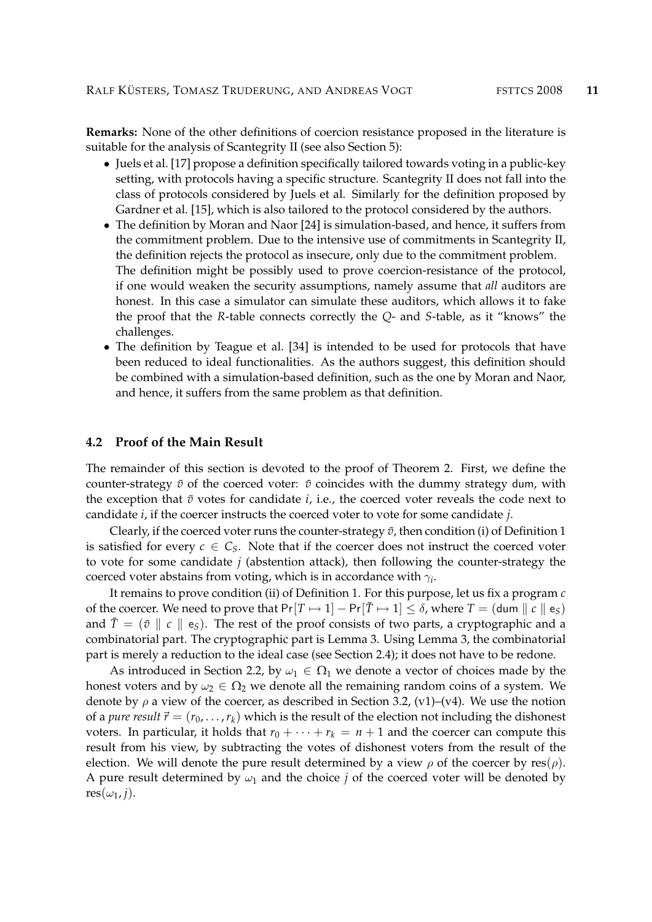**Remarks:** None of the other definitions of coercion resistance proposed in the literature is suitable for the analysis of Scantegrity II (see also Section 5):

- Juels et al. [17] propose a definition specifically tailored towards voting in a public-key setting, with protocols having a specific structure. Scantegrity II does not fall into the class of protocols considered by Juels et al. Similarly for the definition proposed by Gardner et al. [15], which is also tailored to the protocol considered by the authors.
- The definition by Moran and Naor [24] is simulation-based, and hence, it suffers from the commitment problem. Due to the intensive use of commitments in Scantegrity II, the definition rejects the protocol as insecure, only due to the commitment problem. The definition might be possibly used to prove coercion-resistance of the protocol, if one would weaken the security assumptions, namely assume that *all* auditors are honest. In this case a simulator can simulate these auditors, which allows it to fake the proof that the $R$-table connects correctly the $Q$- and $S$-table, as it "knows" the challenges.
- The definition by Teague et al. [34] is intended to be used for protocols that have been reduced to ideal functionalities. As the authors suggest, this definition should be combined with a simulation-based definition, such as the one by Moran and Naor, and hence, it suffers from the same problem as that definition.

### 4.2 Proof of the Main Result

The remainder of this section is devoted to the proof of Theorem 2. First, we define the counter-strategy $\tilde{v}$ of the coerced voter: $\tilde{v}$ coincides with the dummy strategy $\mathsf{dum}$, with the exception that $\tilde{v}$ votes for candidate $i$, i.e., the coerced voter reveals the code next to candidate $i$, if the coercer instructs the coerced voter to vote for some candidate $j$.

Clearly, if the coerced voter runs the counter-strategy $\tilde{v}$, then condition (i) of Definition 1 is satisfied for every $c \in C_S$. Note that if the coercer does not instruct the coerced voter to vote for some candidate $j$ (abstention attack), then following the counter-strategy the coerced voter abstains from voting, which is in accordance with $\gamma_i$.

It remains to prove condition (ii) of Definition 1. For this purpose, let us fix a program $c$ of the coercer. We need to prove that $\Pr[T \mapsto 1] - \Pr[\tilde{T} \mapsto 1] \leq \delta$, where $T = (\mathsf{dum} \parallel c \parallel \mathsf{e}_S)$ and $\tilde{T} = (\tilde{v} \parallel c \parallel \mathsf{e}_S)$. The rest of the proof consists of two parts, a cryptographic and a combinatorial part. The cryptographic part is Lemma 3. Using Lemma 3, the combinatorial part is merely a reduction to the ideal case (see Section 2.4); it does not have to be redone.

As introduced in Section 2.2, by $\omega_1 \in \Omega_1$ we denote a vector of choices made by the honest voters and by $\omega_2 \in \Omega_2$ we denote all the remaining random coins of a system. We denote by $\rho$ a view of the coercer, as described in Section 3.2, (v1)–(v4). We use the notion of a *pure result* $\vec{r} = (r_0, \ldots, r_k)$ which is the result of the election not including the dishonest voters. In particular, it holds that $r_0 + \cdots + r_k = n + 1$ and the coercer can compute this result from his view, by subtracting the votes of dishonest voters from the result of the election. We will denote the pure result determined by a view $\rho$ of the coercer by $\mathrm{res}(\rho)$. A pure result determined by $\omega_1$ and the choice $j$ of the coerced voter will be denoted by $\mathrm{res}(\omega_1, j)$.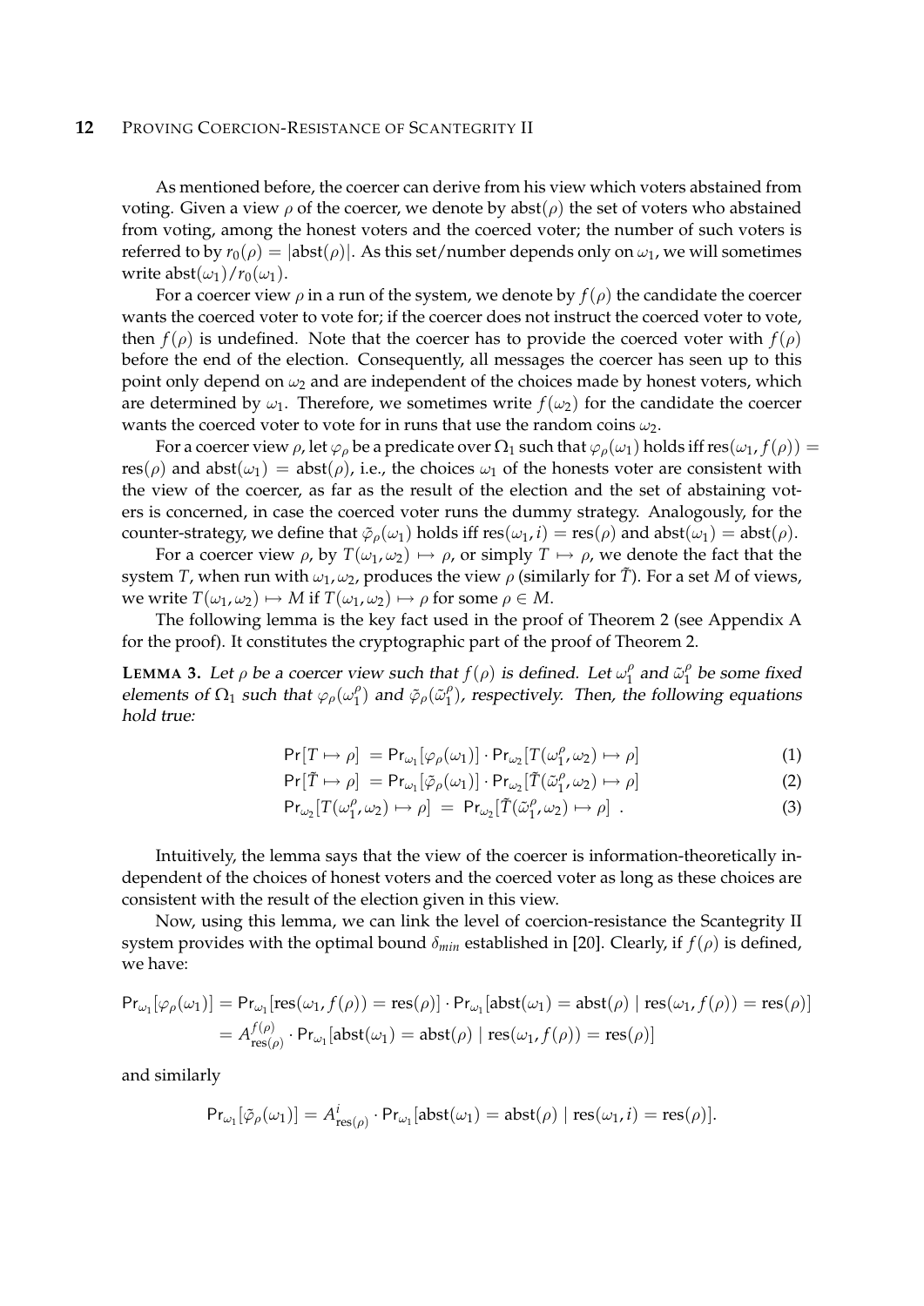As mentioned before, the coercer can derive from his view which voters abstained from voting. Given a view $\rho$ of the coercer, we denote by $\mathrm{abst}(\rho)$ the set of voters who abstained from voting, among the honest voters and the coerced voter; the number of such voters is referred to by $r_0(\rho) = |\mathrm{abst}(\rho)|$. As this set/number depends only on $\omega_1$, we will sometimes write $\mathrm{abst}(\omega_1)/r_0(\omega_1)$.

For a coercer view $\rho$ in a run of the system, we denote by $f(\rho)$ the candidate the coercer wants the coerced voter to vote for; if the coercer does not instruct the coerced voter to vote, then $f(\rho)$ is undefined. Note that the coercer has to provide the coerced voter with $f(\rho)$ before the end of the election. Consequently, all messages the coercer has seen up to this point only depend on $\omega_2$ and are independent of the choices made by honest voters, which are determined by $\omega_1$. Therefore, we sometimes write $f(\omega_2)$ for the candidate the coercer wants the coerced voter to vote for in runs that use the random coins $\omega_2$.

For a coercer view $\rho$, let $\varphi_\rho$ be a predicate over $\Omega_1$ such that $\varphi_\rho(\omega_1)$ holds iff $\mathrm{res}(\omega_1, f(\rho)) = \mathrm{res}(\rho)$ and $\mathrm{abst}(\omega_1) = \mathrm{abst}(\rho)$, i.e., the choices $\omega_1$ of the honests voter are consistent with the view of the coercer, as far as the result of the election and the set of abstaining voters is concerned, in case the coerced voter runs the dummy strategy. Analogously, for the counter-strategy, we define that $\tilde{\varphi}_\rho(\omega_1)$ holds iff $\mathrm{res}(\omega_1, i) = \mathrm{res}(\rho)$ and $\mathrm{abst}(\omega_1) = \mathrm{abst}(\rho)$.

For a coercer view $\rho$, by $T(\omega_1, \omega_2) \mapsto \rho$, or simply $T \mapsto \rho$, we denote the fact that the system $T$, when run with $\omega_1, \omega_2$, produces the view $\rho$ (similarly for $\tilde{T}$). For a set $M$ of views, we write $T(\omega_1, \omega_2) \mapsto M$ if $T(\omega_1, \omega_2) \mapsto \rho$ for some $\rho \in M$.

The following lemma is the key fact used in the proof of Theorem 2 (see Appendix A for the proof). It constitutes the cryptographic part of the proof of Theorem 2.

**LEMMA 3.** *Let $\rho$ be a coercer view such that $f(\rho)$ is defined. Let $\omega_1^\rho$ and $\tilde{\omega}_1^\rho$ be some fixed elements of $\Omega_1$ such that $\varphi_\rho(\omega_1^\rho)$ and $\tilde{\varphi}_\rho(\tilde{\omega}_1^\rho)$, respectively. Then, the following equations hold true:*

$$\Pr[T \mapsto \rho] = \Pr_{\omega_1}[\varphi_\rho(\omega_1)] \cdot \Pr_{\omega_2}[T(\omega_1^\rho, \omega_2) \mapsto \rho] \tag{1}$$

$$\Pr[\tilde{T} \mapsto \rho] = \Pr_{\omega_1}[\tilde{\varphi}_\rho(\omega_1)] \cdot \Pr_{\omega_2}[\tilde{T}(\tilde{\omega}_1^\rho, \omega_2) \mapsto \rho] \tag{2}$$

$$\Pr_{\omega_2}[T(\omega_1^\rho, \omega_2) \mapsto \rho] = \Pr_{\omega_2}[\tilde{T}(\tilde{\omega}_1^\rho, \omega_2) \mapsto \rho] \ . \tag{3}$$

Intuitively, the lemma says that the view of the coercer is information-theoretically independent of the choices of honest voters and the coerced voter as long as these choices are consistent with the result of the election given in this view.

Now, using this lemma, we can link the level of coercion-resistance the Scantegrity II system provides with the optimal bound $\delta_{min}$ established in [20]. Clearly, if $f(\rho)$ is defined, we have:

$$\begin{aligned}
\Pr_{\omega_1}[\varphi_\rho(\omega_1)] &= \Pr_{\omega_1}[\mathrm{res}(\omega_1, f(\rho)) = \mathrm{res}(\rho)] \cdot \Pr_{\omega_1}[\mathrm{abst}(\omega_1) = \mathrm{abst}(\rho) \mid \mathrm{res}(\omega_1, f(\rho)) = \mathrm{res}(\rho)] \\
&= A^{f(\rho)}_{\mathrm{res}(\rho)} \cdot \Pr_{\omega_1}[\mathrm{abst}(\omega_1) = \mathrm{abst}(\rho) \mid \mathrm{res}(\omega_1, f(\rho)) = \mathrm{res}(\rho)]
\end{aligned}$$

and similarly

$$\Pr_{\omega_1}[\tilde{\varphi}_\rho(\omega_1)] = A^{i}_{\mathrm{res}(\rho)} \cdot \Pr_{\omega_1}[\mathrm{abst}(\omega_1) = \mathrm{abst}(\rho) \mid \mathrm{res}(\omega_1, i) = \mathrm{res}(\rho)].$$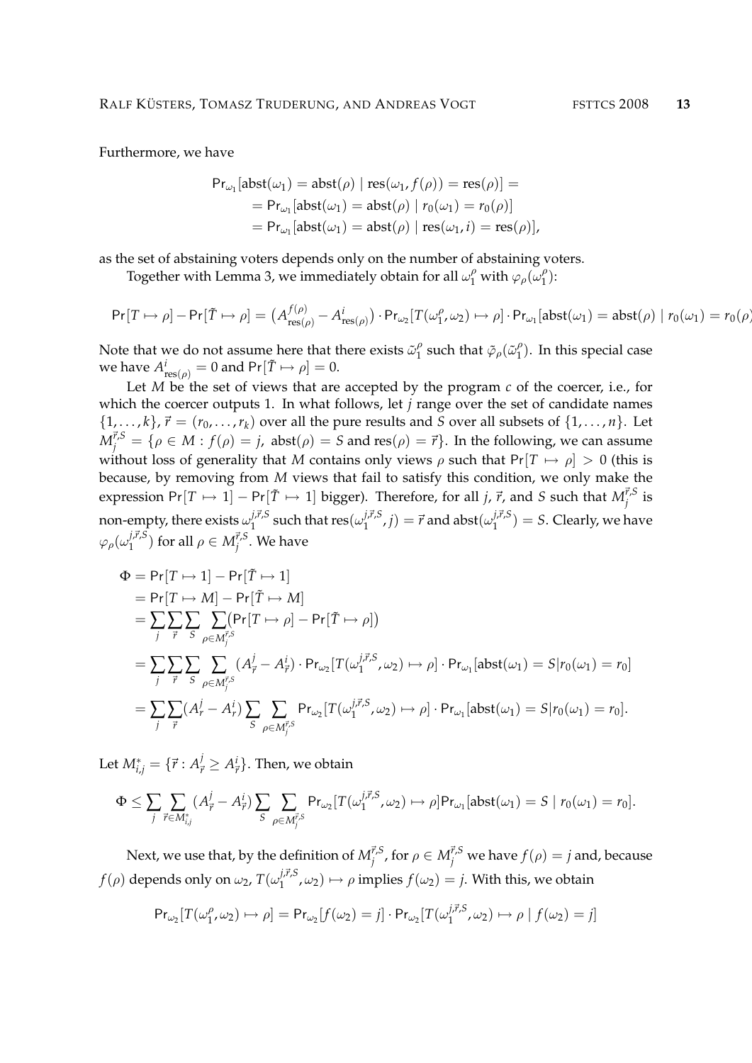Furthermore, we have

$$\begin{aligned}
\Pr_{\omega_1}[\text{abst}(\omega_1) = \text{abst}(\rho) \mid \text{res}(\omega_1, f(\rho)) = \text{res}(\rho)] &= \\
&= \Pr_{\omega_1}[\text{abst}(\omega_1) = \text{abst}(\rho) \mid r_0(\omega_1) = r_0(\rho)] \\
&= \Pr_{\omega_1}[\text{abst}(\omega_1) = \text{abst}(\rho) \mid \text{res}(\omega_1, i) = \text{res}(\rho)],
\end{aligned}$$

as the set of abstaining voters depends only on the number of abstaining voters.

Together with Lemma 3, we immediately obtain for all $\omega_1^\rho$ with $\varphi_\rho(\omega_1^\rho)$:

$$\Pr[T \mapsto \rho] - \Pr[\tilde{T} \mapsto \rho] = \left(A^{f(\rho)}_{\text{res}(\rho)} - A^i_{\text{res}(\rho)}\right) \cdot \Pr_{\omega_2}[T(\omega_1^\rho, \omega_2) \mapsto \rho] \cdot \Pr_{\omega_1}[\text{abst}(\omega_1) = \text{abst}(\rho) \mid r_0(\omega_1) = r_0(\rho)]$$

Note that we do not assume here that there exists $\tilde{\omega}_1^\rho$ such that $\tilde{\varphi}_\rho(\tilde{\omega}_1^\rho)$. In this special case we have $A^i_{\text{res}(\rho)} = 0$ and $\Pr[\tilde{T} \mapsto \rho] = 0$.

Let $M$ be the set of views that are accepted by the program $c$ of the coercer, i.e., for which the coercer outputs 1. In what follows, let $j$ range over the set of candidate names $\{1, \ldots, k\}$, $\vec{r} = (r_0, \ldots, r_k)$ over all the pure results and $S$ over all subsets of $\{1, \ldots, n\}$. Let $M_j^{\vec{r},S} = \{\rho \in M : f(\rho) = j,\ \text{abst}(\rho) = S \text{ and } \text{res}(\rho) = \vec{r}\}$. In the following, we can assume without loss of generality that $M$ contains only views $\rho$ such that $\Pr[T \mapsto \rho] > 0$ (this is because, by removing from $M$ views that fail to satisfy this condition, we only make the expression $\Pr[T \mapsto 1] - \Pr[\tilde{T} \mapsto 1]$ bigger). Therefore, for all $j$, $\vec{r}$, and $S$ such that $M_j^{\vec{r},S}$ is non-empty, there exists $\omega_1^{j,\vec{r},S}$ such that $\text{res}(\omega_1^{j,\vec{r},S}, j) = \vec{r}$ and $\text{abst}(\omega_1^{j,\vec{r},S}) = S$. Clearly, we have $\varphi_\rho(\omega_1^{j,\vec{r},S})$ for all $\rho \in M_j^{\vec{r},S}$. We have

$$\begin{aligned}
\Phi &= \Pr[T \mapsto 1] - \Pr[\tilde{T} \mapsto 1] \\
&= \Pr[T \mapsto M] - \Pr[\tilde{T} \mapsto M] \\
&= \sum_j \sum_{\vec{r}} \sum_S \sum_{\rho \in M_j^{\vec{r},S}} \left(\Pr[T \mapsto \rho] - \Pr[\tilde{T} \mapsto \rho]\right) \\
&= \sum_j \sum_{\vec{r}} \sum_S \sum_{\rho \in M_j^{\vec{r},S}} (A^j_{\vec{r}} - A^i_{\vec{r}}) \cdot \Pr_{\omega_2}[T(\omega_1^{j,\vec{r},S}, \omega_2) \mapsto \rho] \cdot \Pr_{\omega_1}[\text{abst}(\omega_1) = S | r_0(\omega_1) = r_0] \\
&= \sum_j \sum_{\vec{r}} (A^j_r - A^i_r) \sum_S \sum_{\rho \in M_j^{\vec{r},S}} \Pr_{\omega_2}[T(\omega_1^{j,\vec{r},S}, \omega_2) \mapsto \rho] \cdot \Pr_{\omega_1}[\text{abst}(\omega_1) = S | r_0(\omega_1) = r_0].
\end{aligned}$$

Let $M^*_{i,j} = \{\vec{r} : A^j_{\vec{r}} \geq A^i_{\vec{r}}\}$. Then, we obtain

$$\Phi \leq \sum_j \sum_{\vec{r} \in M^*_{i,j}} (A^j_{\vec{r}} - A^i_{\vec{r}}) \sum_S \sum_{\rho \in M_j^{\vec{r},S}} \Pr_{\omega_2}[T(\omega_1^{j,\vec{r},S}, \omega_2) \mapsto \rho] \Pr_{\omega_1}[\text{abst}(\omega_1) = S \mid r_0(\omega_1) = r_0].$$

Next, we use that, by the definition of $M_j^{\vec{r},S}$, for $\rho \in M_j^{\vec{r},S}$ we have $f(\rho) = j$ and, because $f(\rho)$ depends only on $\omega_2$, $T(\omega_1^{j,\vec{r},S}, \omega_2) \mapsto \rho$ implies $f(\omega_2) = j$. With this, we obtain

$$\Pr_{\omega_2}[T(\omega_1^\rho, \omega_2) \mapsto \rho] = \Pr_{\omega_2}[f(\omega_2) = j] \cdot \Pr_{\omega_2}[T(\omega_1^{j,\vec{r},S}, \omega_2) \mapsto \rho \mid f(\omega_2) = j]$$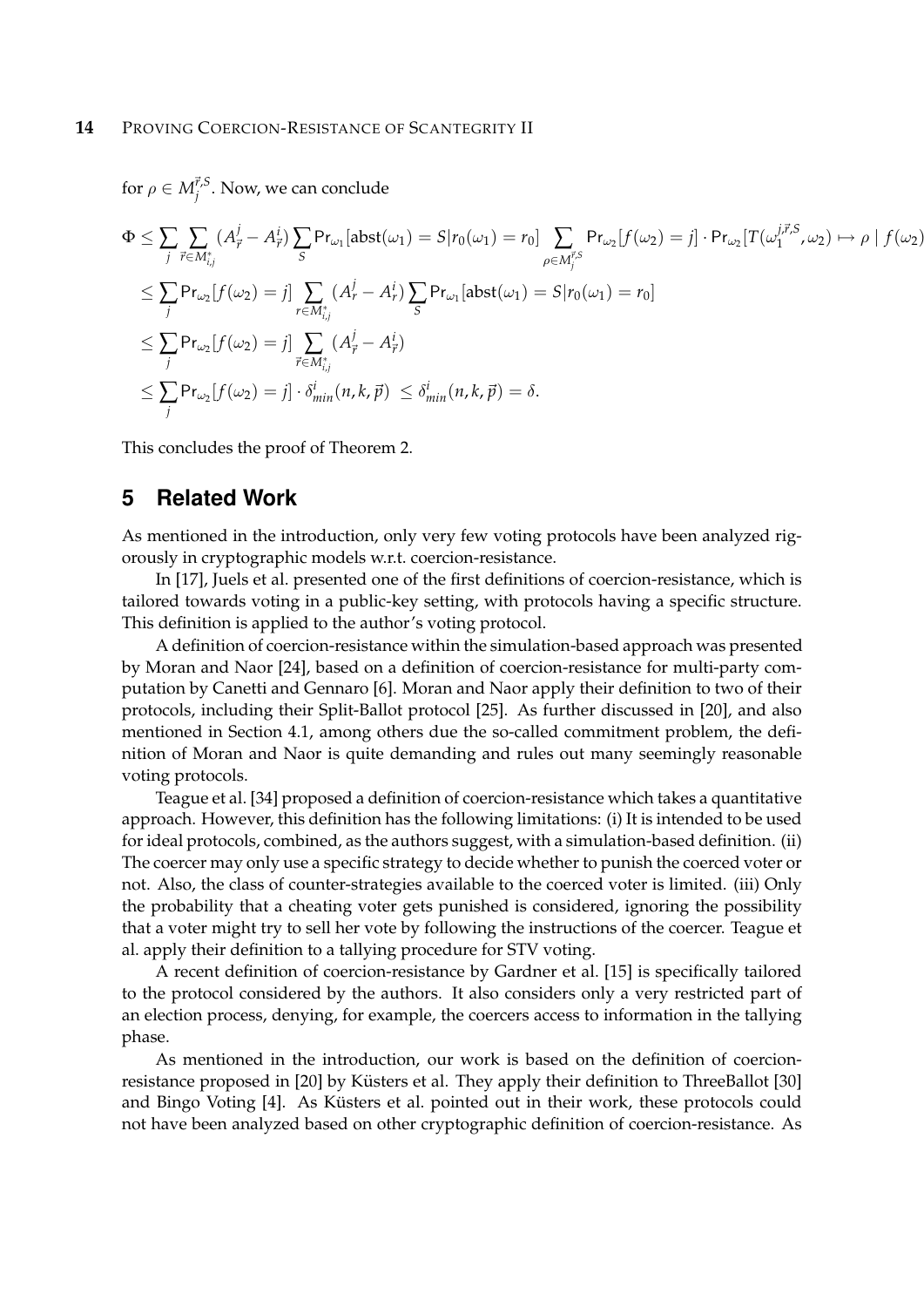for $\rho \in M_j^{\vec{r},S}$. Now, we can conclude

$$
\begin{aligned}
\Phi &\leq \sum_j \sum_{\vec{r} \in M^*_{i,j}} (A^j_{\vec{r}} - A^i_{\vec{r}}) \sum_S \mathsf{Pr}_{\omega_1}[\mathsf{abst}(\omega_1) = S | r_0(\omega_1) = r_0] \sum_{\rho \in M_j^{\vec{r},S}} \mathsf{Pr}_{\omega_2}[f(\omega_2) = j] \cdot \mathsf{Pr}_{\omega_2}[T(\omega_1^{j,\vec{r},S}, \omega_2) \mapsto \rho \mid f(\omega_2) \\
&\leq \sum_j \mathsf{Pr}_{\omega_2}[f(\omega_2) = j] \sum_{r \in M^*_{i,j}} (A^j_r - A^i_r) \sum_S \mathsf{Pr}_{\omega_1}[\mathsf{abst}(\omega_1) = S | r_0(\omega_1) = r_0] \\
&\leq \sum_j \mathsf{Pr}_{\omega_2}[f(\omega_2) = j] \sum_{\vec{r} \in M^*_{i,j}} (A^j_{\vec{r}} - A^i_{\vec{r}}) \\
&\leq \sum_j \mathsf{Pr}_{\omega_2}[f(\omega_2) = j] \cdot \delta^i_{min}(n, k, \vec{p}) \; \leq \delta^i_{min}(n, k, \vec{p}) = \delta.
\end{aligned}
$$

This concludes the proof of Theorem 2.

## 5 Related Work

As mentioned in the introduction, only very few voting protocols have been analyzed rigorously in cryptographic models w.r.t. coercion-resistance.

In [17], Juels et al. presented one of the first definitions of coercion-resistance, which is tailored towards voting in a public-key setting, with protocols having a specific structure. This definition is applied to the author's voting protocol.

A definition of coercion-resistance within the simulation-based approach was presented by Moran and Naor [24], based on a definition of coercion-resistance for multi-party computation by Canetti and Gennaro [6]. Moran and Naor apply their definition to two of their protocols, including their Split-Ballot protocol [25]. As further discussed in [20], and also mentioned in Section 4.1, among others due the so-called commitment problem, the definition of Moran and Naor is quite demanding and rules out many seemingly reasonable voting protocols.

Teague et al. [34] proposed a definition of coercion-resistance which takes a quantitative approach. However, this definition has the following limitations: (i) It is intended to be used for ideal protocols, combined, as the authors suggest, with a simulation-based definition. (ii) The coercer may only use a specific strategy to decide whether to punish the coerced voter or not. Also, the class of counter-strategies available to the coerced voter is limited. (iii) Only the probability that a cheating voter gets punished is considered, ignoring the possibility that a voter might try to sell her vote by following the instructions of the coercer. Teague et al. apply their definition to a tallying procedure for STV voting.

A recent definition of coercion-resistance by Gardner et al. [15] is specifically tailored to the protocol considered by the authors. It also considers only a very restricted part of an election process, denying, for example, the coercers access to information in the tallying phase.

As mentioned in the introduction, our work is based on the definition of coercion-resistance proposed in [20] by Küsters et al. They apply their definition to ThreeBallot [30] and Bingo Voting [4]. As Küsters et al. pointed out in their work, these protocols could not have been analyzed based on other cryptographic definition of coercion-resistance. As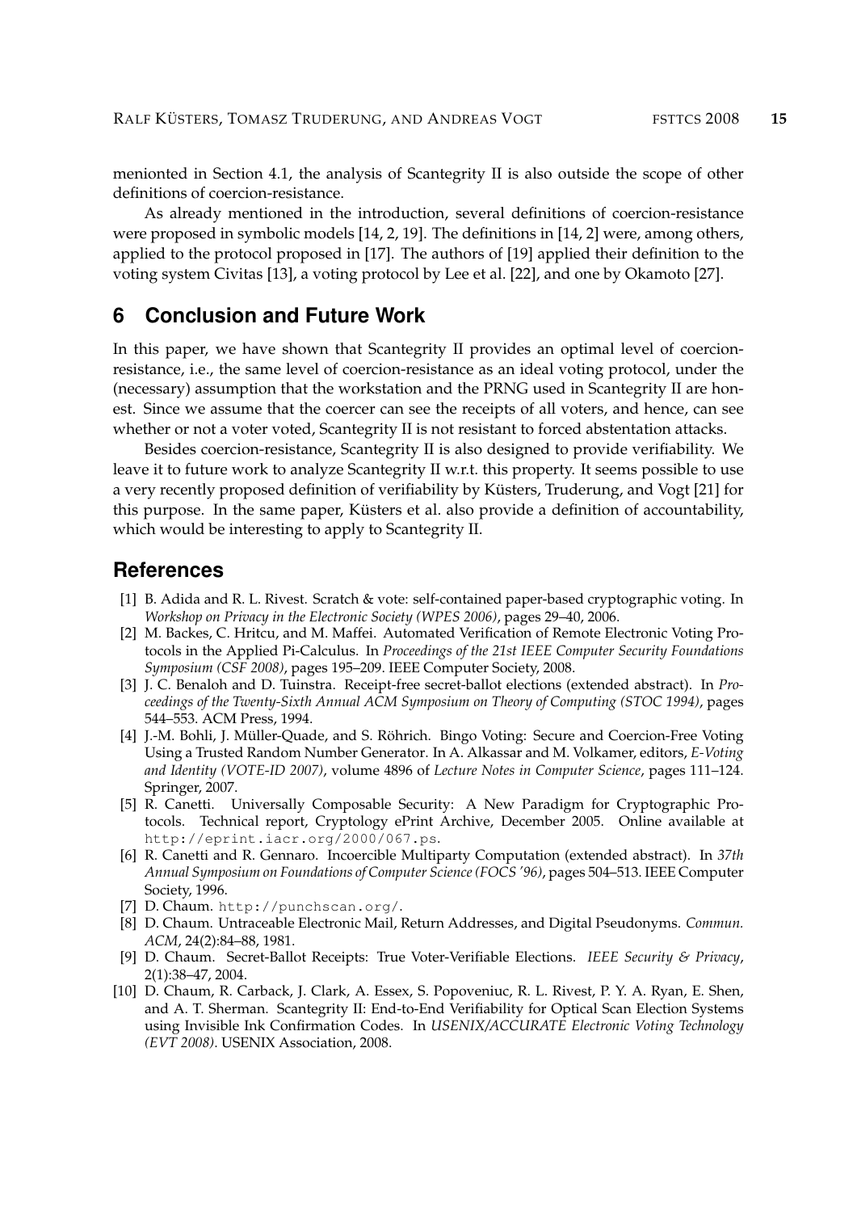menionted in Section 4.1, the analysis of Scantegrity II is also outside the scope of other definitions of coercion-resistance.

As already mentioned in the introduction, several definitions of coercion-resistance were proposed in symbolic models [14, 2, 19]. The definitions in [14, 2] were, among others, applied to the protocol proposed in [17]. The authors of [19] applied their definition to the voting system Civitas [13], a voting protocol by Lee et al. [22], and one by Okamoto [27].

## 6 Conclusion and Future Work

In this paper, we have shown that Scantegrity II provides an optimal level of coercion-resistance, i.e., the same level of coercion-resistance as an ideal voting protocol, under the (necessary) assumption that the workstation and the PRNG used in Scantegrity II are honest. Since we assume that the coercer can see the receipts of all voters, and hence, can see whether or not a voter voted, Scantegrity II is not resistant to forced abstentation attacks.

Besides coercion-resistance, Scantegrity II is also designed to provide verifiability. We leave it to future work to analyze Scantegrity II w.r.t. this property. It seems possible to use a very recently proposed definition of verifiability by Küsters, Truderung, and Vogt [21] for this purpose. In the same paper, Küsters et al. also provide a definition of accountability, which would be interesting to apply to Scantegrity II.

## References

[1] B. Adida and R. L. Rivest. Scratch & vote: self-contained paper-based cryptographic voting. In *Workshop on Privacy in the Electronic Society (WPES 2006)*, pages 29–40, 2006.

[2] M. Backes, C. Hritcu, and M. Maffei. Automated Verification of Remote Electronic Voting Protocols in the Applied Pi-Calculus. In *Proceedings of the 21st IEEE Computer Security Foundations Symposium (CSF 2008)*, pages 195–209. IEEE Computer Society, 2008.

[3] J. C. Benaloh and D. Tuinstra. Receipt-free secret-ballot elections (extended abstract). In *Proceedings of the Twenty-Sixth Annual ACM Symposium on Theory of Computing (STOC 1994)*, pages 544–553. ACM Press, 1994.

[4] J.-M. Bohli, J. Müller-Quade, and S. Röhrich. Bingo Voting: Secure and Coercion-Free Voting Using a Trusted Random Number Generator. In A. Alkassar and M. Volkamer, editors, *E-Voting and Identity (VOTE-ID 2007)*, volume 4896 of *Lecture Notes in Computer Science*, pages 111–124. Springer, 2007.

[5] R. Canetti. Universally Composable Security: A New Paradigm for Cryptographic Protocols. Technical report, Cryptology ePrint Archive, December 2005. Online available at `http://eprint.iacr.org/2000/067.ps`.

[6] R. Canetti and R. Gennaro. Incoercible Multiparty Computation (extended abstract). In *37th Annual Symposium on Foundations of Computer Science (FOCS '96)*, pages 504–513. IEEE Computer Society, 1996.

[7] D. Chaum. `http://punchscan.org/`.

[8] D. Chaum. Untraceable Electronic Mail, Return Addresses, and Digital Pseudonyms. *Commun. ACM*, 24(2):84–88, 1981.

[9] D. Chaum. Secret-Ballot Receipts: True Voter-Verifiable Elections. *IEEE Security & Privacy*, 2(1):38–47, 2004.

[10] D. Chaum, R. Carback, J. Clark, A. Essex, S. Popoveniuc, R. L. Rivest, P. Y. A. Ryan, E. Shen, and A. T. Sherman. Scantegrity II: End-to-End Verifiability for Optical Scan Election Systems using Invisible Ink Confirmation Codes. In *USENIX/ACCURATE Electronic Voting Technology (EVT 2008)*. USENIX Association, 2008.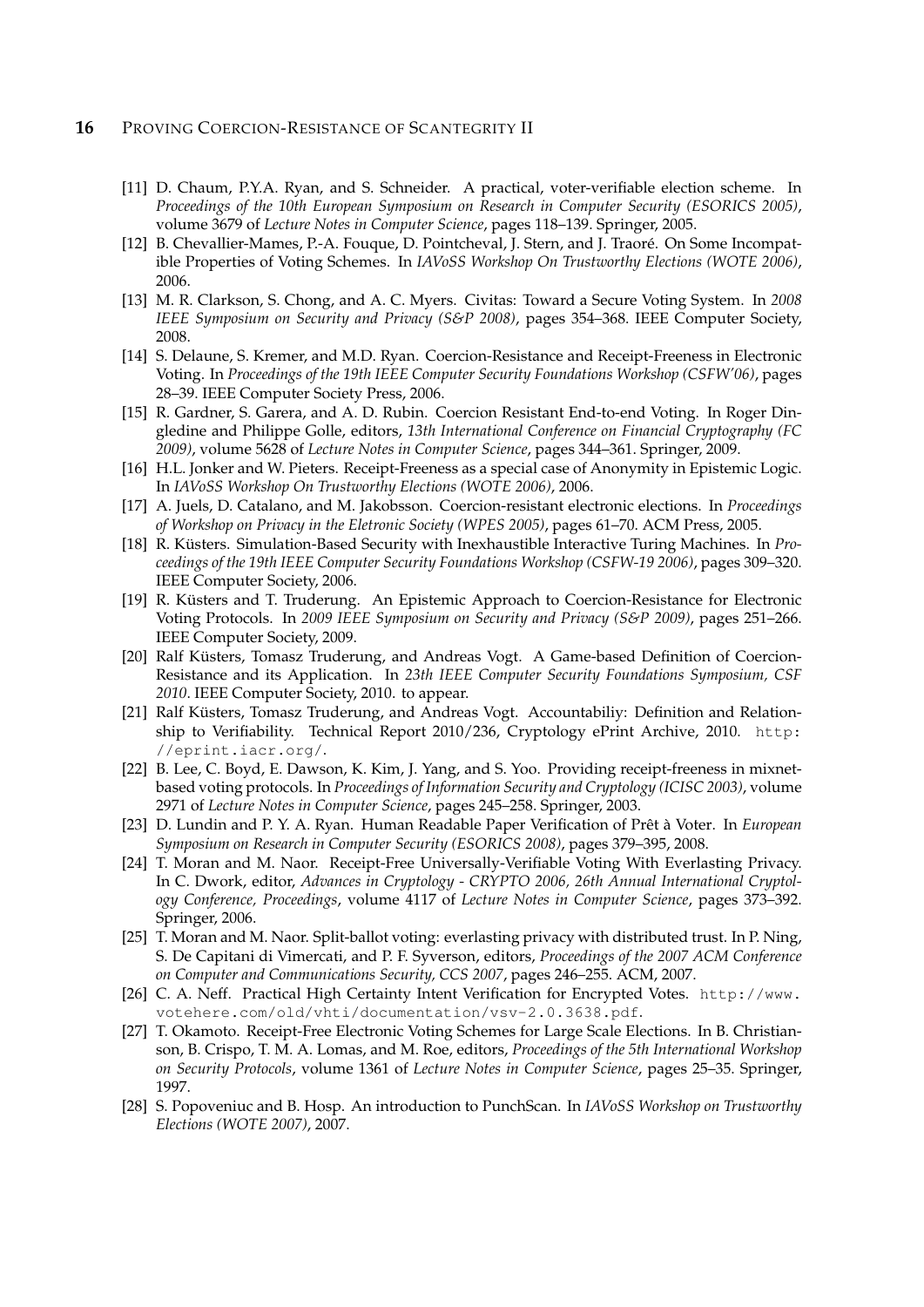[11] D. Chaum, P.Y.A. Ryan, and S. Schneider. A practical, voter-verifiable election scheme. In *Proceedings of the 10th European Symposium on Research in Computer Security (ESORICS 2005)*, volume 3679 of *Lecture Notes in Computer Science*, pages 118–139. Springer, 2005.

[12] B. Chevallier-Mames, P.-A. Fouque, D. Pointcheval, J. Stern, and J. Traoré. On Some Incompatible Properties of Voting Schemes. In *IAVoSS Workshop On Trustworthy Elections (WOTE 2006)*, 2006.

[13] M. R. Clarkson, S. Chong, and A. C. Myers. Civitas: Toward a Secure Voting System. In *2008 IEEE Symposium on Security and Privacy (S&P 2008)*, pages 354–368. IEEE Computer Society, 2008.

[14] S. Delaune, S. Kremer, and M.D. Ryan. Coercion-Resistance and Receipt-Freeness in Electronic Voting. In *Proceedings of the 19th IEEE Computer Security Foundations Workshop (CSFW'06)*, pages 28–39. IEEE Computer Society Press, 2006.

[15] R. Gardner, S. Garera, and A. D. Rubin. Coercion Resistant End-to-end Voting. In Roger Dingledine and Philippe Golle, editors, *13th International Conference on Financial Cryptography (FC 2009)*, volume 5628 of *Lecture Notes in Computer Science*, pages 344–361. Springer, 2009.

[16] H.L. Jonker and W. Pieters. Receipt-Freeness as a special case of Anonymity in Epistemic Logic. In *IAVoSS Workshop On Trustworthy Elections (WOTE 2006)*, 2006.

[17] A. Juels, D. Catalano, and M. Jakobsson. Coercion-resistant electronic elections. In *Proceedings of Workshop on Privacy in the Eletronic Society (WPES 2005)*, pages 61–70. ACM Press, 2005.

[18] R. Küsters. Simulation-Based Security with Inexhaustible Interactive Turing Machines. In *Proceedings of the 19th IEEE Computer Security Foundations Workshop (CSFW-19 2006)*, pages 309–320. IEEE Computer Society, 2006.

[19] R. Küsters and T. Truderung. An Epistemic Approach to Coercion-Resistance for Electronic Voting Protocols. In *2009 IEEE Symposium on Security and Privacy (S&P 2009)*, pages 251–266. IEEE Computer Society, 2009.

[20] Ralf Küsters, Tomasz Truderung, and Andreas Vogt. A Game-based Definition of Coercion-Resistance and its Application. In *23th IEEE Computer Security Foundations Symposium, CSF 2010*. IEEE Computer Society, 2010. to appear.

[21] Ralf Küsters, Tomasz Truderung, and Andreas Vogt. Accountabiliy: Definition and Relationship to Verifiability. Technical Report 2010/236, Cryptology ePrint Archive, 2010. http://eprint.iacr.org/.

[22] B. Lee, C. Boyd, E. Dawson, K. Kim, J. Yang, and S. Yoo. Providing receipt-freeness in mixnet-based voting protocols. In *Proceedings of Information Security and Cryptology (ICISC 2003)*, volume 2971 of *Lecture Notes in Computer Science*, pages 245–258. Springer, 2003.

[23] D. Lundin and P. Y. A. Ryan. Human Readable Paper Verification of Prêt à Voter. In *European Symposium on Research in Computer Security (ESORICS 2008)*, pages 379–395, 2008.

[24] T. Moran and M. Naor. Receipt-Free Universally-Verifiable Voting With Everlasting Privacy. In C. Dwork, editor, *Advances in Cryptology - CRYPTO 2006, 26th Annual International Cryptology Conference, Proceedings*, volume 4117 of *Lecture Notes in Computer Science*, pages 373–392. Springer, 2006.

[25] T. Moran and M. Naor. Split-ballot voting: everlasting privacy with distributed trust. In P. Ning, S. De Capitani di Vimercati, and P. F. Syverson, editors, *Proceedings of the 2007 ACM Conference on Computer and Communications Security, CCS 2007*, pages 246–255. ACM, 2007.

[26] C. A. Neff. Practical High Certainty Intent Verification for Encrypted Votes. http://www.votehere.com/old/vhti/documentation/vsv-2.0.3638.pdf.

[27] T. Okamoto. Receipt-Free Electronic Voting Schemes for Large Scale Elections. In B. Christianson, B. Crispo, T. M. A. Lomas, and M. Roe, editors, *Proceedings of the 5th International Workshop on Security Protocols*, volume 1361 of *Lecture Notes in Computer Science*, pages 25–35. Springer, 1997.

[28] S. Popoveniuc and B. Hosp. An introduction to PunchScan. In *IAVoSS Workshop on Trustworthy Elections (WOTE 2007)*, 2007.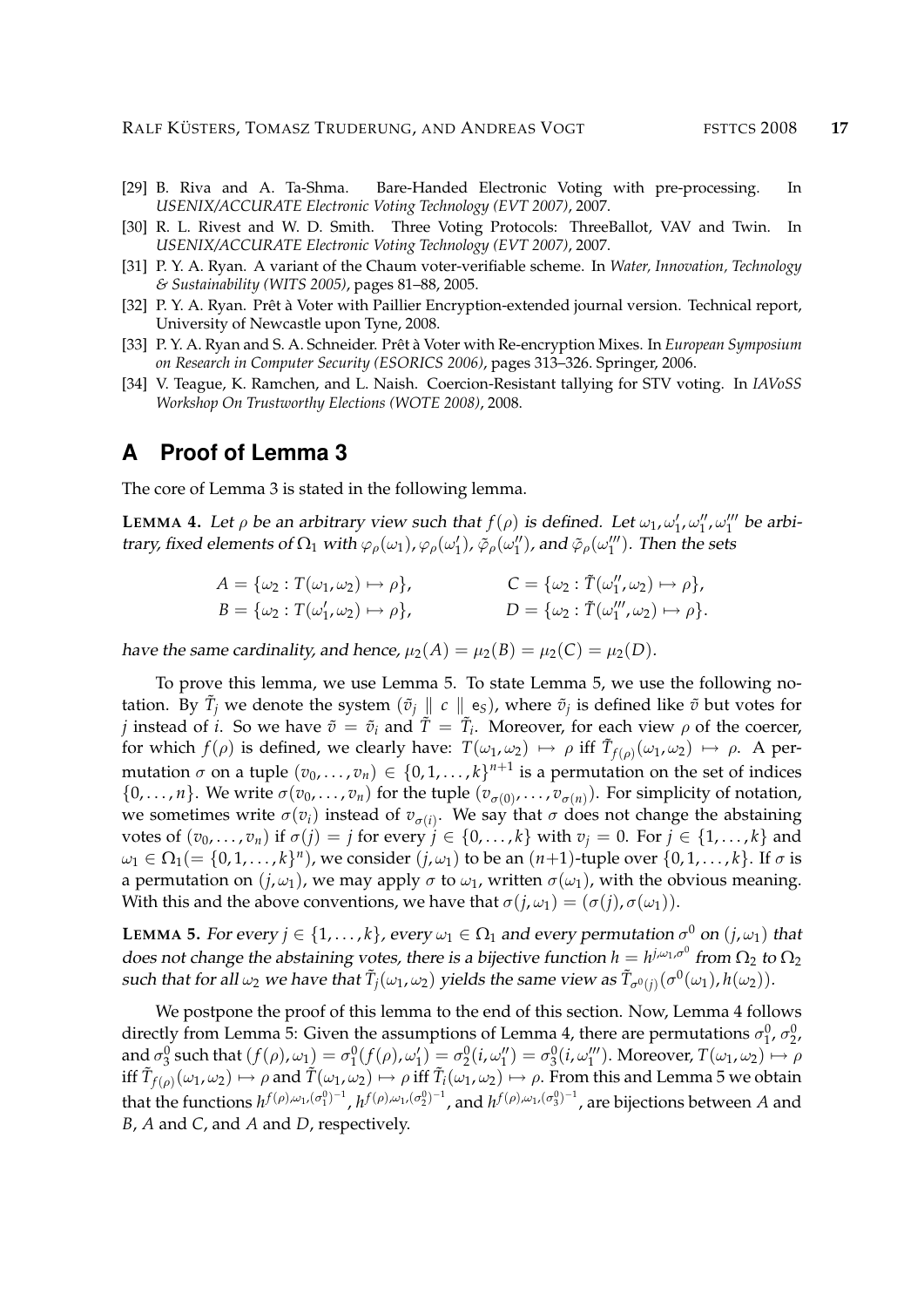[29] B. Riva and A. Ta-Shma. Bare-Handed Electronic Voting with pre-processing. In *USENIX/ACCURATE Electronic Voting Technology (EVT 2007)*, 2007.

[30] R. L. Rivest and W. D. Smith. Three Voting Protocols: ThreeBallot, VAV and Twin. In *USENIX/ACCURATE Electronic Voting Technology (EVT 2007)*, 2007.

[31] P. Y. A. Ryan. A variant of the Chaum voter-verifiable scheme. In *Water, Innovation, Technology & Sustainability (WITS 2005)*, pages 81–88, 2005.

[32] P. Y. A. Ryan. Prêt à Voter with Paillier Encryption-extended journal version. Technical report, University of Newcastle upon Tyne, 2008.

[33] P. Y. A. Ryan and S. A. Schneider. Prêt à Voter with Re-encryption Mixes. In *European Symposium on Research in Computer Security (ESORICS 2006)*, pages 313–326. Springer, 2006.

[34] V. Teague, K. Ramchen, and L. Naish. Coercion-Resistant tallying for STV voting. In *IAVoSS Workshop On Trustworthy Elections (WOTE 2008)*, 2008.

# A Proof of Lemma 3

The core of Lemma 3 is stated in the following lemma.

**LEMMA 4.** *Let $\rho$ be an arbitrary view such that $f(\rho)$ is defined. Let $\omega_1, \omega_1', \omega_1'', \omega_1'''$ be arbitrary, fixed elements of $\Omega_1$ with $\varphi_\rho(\omega_1)$, $\varphi_\rho(\omega_1')$, $\tilde{\varphi}_\rho(\omega_1'')$, and $\tilde{\varphi}_\rho(\omega_1''')$. Then the sets*

$$A = \{\omega_2 : T(\omega_1, \omega_2) \mapsto \rho\}, \qquad C = \{\omega_2 : \tilde{T}(\omega_1'', \omega_2) \mapsto \rho\},$$
$$B = \{\omega_2 : T(\omega_1', \omega_2) \mapsto \rho\}, \qquad D = \{\omega_2 : \tilde{T}(\omega_1''', \omega_2) \mapsto \rho\}.$$

*have the same cardinality, and hence, $\mu_2(A) = \mu_2(B) = \mu_2(C) = \mu_2(D)$.*

To prove this lemma, we use Lemma 5. To state Lemma 5, we use the following notation. By $\tilde{T}_j$ we denote the system $(\tilde{v}_j \parallel c \parallel e_S)$, where $\tilde{v}_j$ is defined like $\tilde{v}$ but votes for $j$ instead of $i$. So we have $\tilde{v} = \tilde{v}_i$ and $\tilde{T} = \tilde{T}_i$. Moreover, for each view $\rho$ of the coercer, for which $f(\rho)$ is defined, we clearly have: $T(\omega_1, \omega_2) \mapsto \rho$ iff $\tilde{T}_{f(\rho)}(\omega_1, \omega_2) \mapsto \rho$. A permutation $\sigma$ on a tuple $(v_0, \ldots, v_n) \in \{0, 1, \ldots, k\}^{n+1}$ is a permutation on the set of indices $\{0, \ldots, n\}$. We write $\sigma(v_0, \ldots, v_n)$ for the tuple $(v_{\sigma(0)}, \ldots, v_{\sigma(n)})$. For simplicity of notation, we sometimes write $\sigma(v_i)$ instead of $v_{\sigma(i)}$. We say that $\sigma$ does not change the abstaining votes of $(v_0, \ldots, v_n)$ if $\sigma(j) = j$ for every $j \in \{0, \ldots, k\}$ with $v_j = 0$. For $j \in \{1, \ldots, k\}$ and $\omega_1 \in \Omega_1 (= \{0, 1, \ldots, k\}^n)$, we consider $(j, \omega_1)$ to be an $(n+1)$-tuple over $\{0, 1, \ldots, k\}$. If $\sigma$ is a permutation on $(j, \omega_1)$, we may apply $\sigma$ to $\omega_1$, written $\sigma(\omega_1)$, with the obvious meaning. With this and the above conventions, we have that $\sigma(j, \omega_1) = (\sigma(j), \sigma(\omega_1))$.

**LEMMA 5.** *For every $j \in \{1, \ldots, k\}$, every $\omega_1 \in \Omega_1$ and every permutation $\sigma^0$ on $(j, \omega_1)$ that does not change the abstaining votes, there is a bijective function $h = h^{j, \omega_1, \sigma^0}$ from $\Omega_2$ to $\Omega_2$ such that for all $\omega_2$ we have that $\tilde{T}_j(\omega_1, \omega_2)$ yields the same view as $\tilde{T}_{\sigma^0(j)}(\sigma^0(\omega_1), h(\omega_2))$.*

We postpone the proof of this lemma to the end of this section. Now, Lemma 4 follows directly from Lemma 5: Given the assumptions of Lemma 4, there are permutations $\sigma_1^0$, $\sigma_2^0$, and $\sigma_3^0$ such that $(f(\rho), \omega_1) = \sigma_1^0(f(\rho), \omega_1') = \sigma_2^0(i, \omega_1'') = \sigma_3^0(i, \omega_1''')$. Moreover, $T(\omega_1, \omega_2) \mapsto \rho$ iff $\tilde{T}_{f(\rho)}(\omega_1, \omega_2) \mapsto \rho$ and $\tilde{T}(\omega_1, \omega_2) \mapsto \rho$ iff $\tilde{T}_i(\omega_1, \omega_2) \mapsto \rho$. From this and Lemma 5 we obtain that the functions $h^{f(\rho), \omega_1, (\sigma_1^0)^{-1}}$, $h^{f(\rho), \omega_1, (\sigma_2^0)^{-1}}$, and $h^{f(\rho), \omega_1, (\sigma_3^0)^{-1}}$, are bijections between $A$ and $B$, $A$ and $C$, and $A$ and $D$, respectively.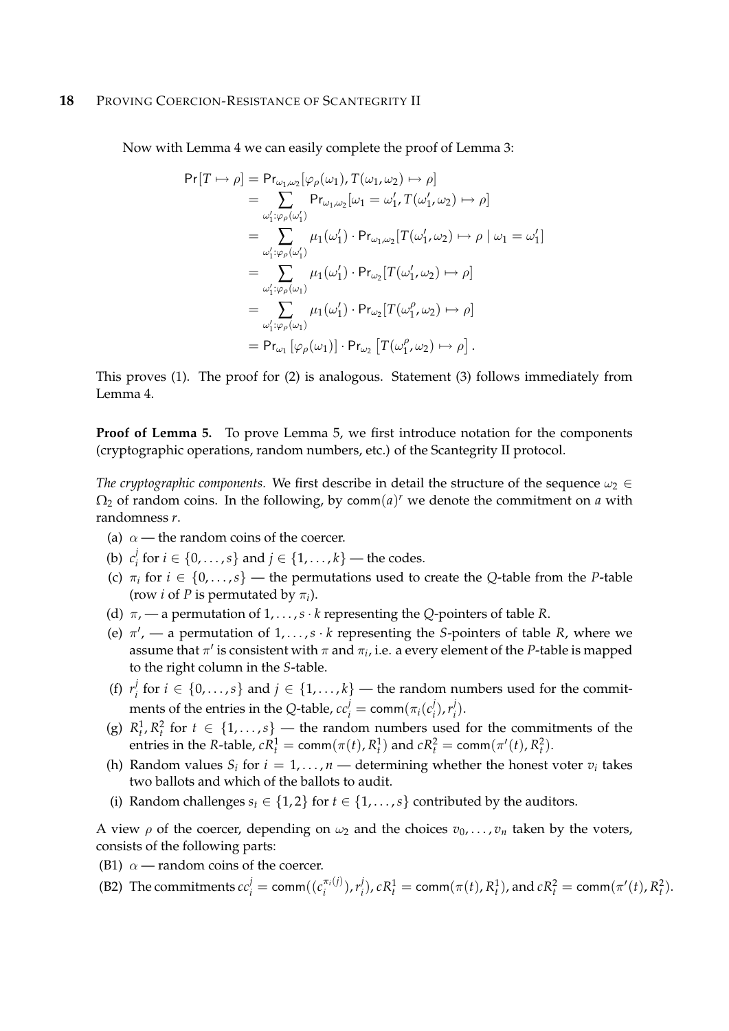Now with Lemma 4 we can easily complete the proof of Lemma 3:

$$
\begin{aligned}
\Pr[T \mapsto \rho] &= \Pr_{\omega_1,\omega_2}[\varphi_\rho(\omega_1), T(\omega_1,\omega_2) \mapsto \rho] \\
&= \sum_{\omega_1' : \varphi_\rho(\omega_1')} \Pr_{\omega_1,\omega_2}[\omega_1 = \omega_1', T(\omega_1',\omega_2) \mapsto \rho] \\
&= \sum_{\omega_1' : \varphi_\rho(\omega_1')} \mu_1(\omega_1') \cdot \Pr_{\omega_1,\omega_2}[T(\omega_1',\omega_2) \mapsto \rho \mid \omega_1 = \omega_1'] \\
&= \sum_{\omega_1' : \varphi_\rho(\omega_1)} \mu_1(\omega_1') \cdot \Pr_{\omega_2}[T(\omega_1',\omega_2) \mapsto \rho] \\
&= \sum_{\omega_1' : \varphi_\rho(\omega_1)} \mu_1(\omega_1') \cdot \Pr_{\omega_2}[T(\omega_1^\rho,\omega_2) \mapsto \rho] \\
&= \Pr_{\omega_1}\left[\varphi_\rho(\omega_1)\right] \cdot \Pr_{\omega_2}\left[T(\omega_1^\rho,\omega_2) \mapsto \rho\right].
\end{aligned}
$$

This proves (1). The proof for (2) is analogous. Statement (3) follows immediately from Lemma 4.

**Proof of Lemma 5.** To prove Lemma 5, we first introduce notation for the components (cryptographic operations, random numbers, etc.) of the Scantegrity II protocol.

*The cryptographic components.* We first describe in detail the structure of the sequence $\omega_2 \in \Omega_2$ of random coins. In the following, by $\mathsf{comm}(a)^r$ we denote the commitment on $a$ with randomness $r$.

(a) $\alpha$ — the random coins of the coercer.

(b) $c_i^j$ for $i \in \{0,\dots,s\}$ and $j \in \{1,\dots,k\}$ — the codes.

(c) $\pi_i$ for $i \in \{0,\dots,s\}$ — the permutations used to create the $Q$-table from the $P$-table (row $i$ of $P$ is permutated by $\pi_i$).

(d) $\pi$, — a permutation of $1,\dots,s \cdot k$ representing the $Q$-pointers of table $R$.

(e) $\pi'$, — a permutation of $1,\dots,s \cdot k$ representing the $S$-pointers of table $R$, where we assume that $\pi'$ is consistent with $\pi$ and $\pi_i$, i.e. a every element of the $P$-table is mapped to the right column in the $S$-table.

(f) $r_i^j$ for $i \in \{0,\dots,s\}$ and $j \in \{1,\dots,k\}$ — the random numbers used for the commitments of the entries in the $Q$-table, $cc_i^j = \mathsf{comm}(\pi_i(c_i^j), r_i^j)$.

(g) $R_t^1, R_t^2$ for $t \in \{1,\dots,s\}$ — the random numbers used for the commitments of the entries in the $R$-table, $cR_t^1 = \mathsf{comm}(\pi(t), R_t^1)$ and $cR_t^2 = \mathsf{comm}(\pi'(t), R_t^2)$.

(h) Random values $S_i$ for $i = 1,\dots,n$ — determining whether the honest voter $v_i$ takes two ballots and which of the ballots to audit.

(i) Random challenges $s_t \in \{1,2\}$ for $t \in \{1,\dots,s\}$ contributed by the auditors.

A view $\rho$ of the coercer, depending on $\omega_2$ and the choices $v_0,\dots,v_n$ taken by the voters, consists of the following parts:

(B1) $\alpha$ — random coins of the coercer.

(B2) The commitments $cc_i^j = \mathsf{comm}((c_i^{\pi_i(j)}), r_i^j)$, $cR_t^1 = \mathsf{comm}(\pi(t), R_t^1)$, and $cR_t^2 = \mathsf{comm}(\pi'(t), R_t^2)$.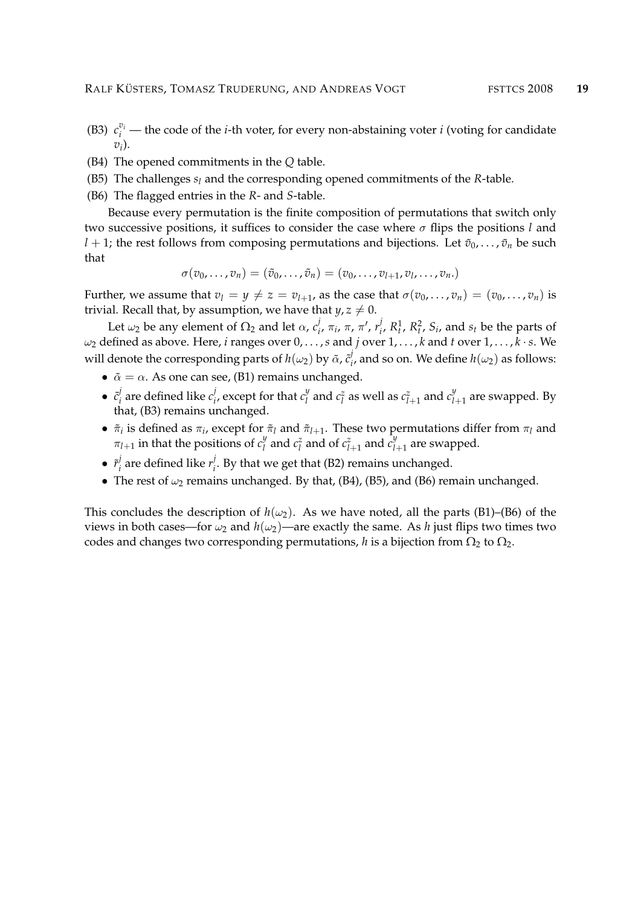(B3) $c_i^{v_i}$ — the code of the $i$-th voter, for every non-abstaining voter $i$ (voting for candidate $v_i$).

(B4) The opened commitments in the $Q$ table.

(B5) The challenges $s_l$ and the corresponding opened commitments of the $R$-table.

(B6) The flagged entries in the $R$- and $S$-table.

Because every permutation is the finite composition of permutations that switch only two successive positions, it suffices to consider the case where $\sigma$ flips the positions $l$ and $l+1$; the rest follows from composing permutations and bijections. Let $\tilde{v}_0, \dots, \tilde{v}_n$ be such that

$$\sigma(v_0, \dots, v_n) = (\tilde{v}_0, \dots, \tilde{v}_n) = (v_0, \dots, v_{l+1}, v_l, \dots, v_n.)$$

Further, we assume that $v_l = y \neq z = v_{l+1}$, as the case that $\sigma(v_0, \dots, v_n) = (v_0, \dots, v_n)$ is trivial. Recall that, by assumption, we have that $y, z \neq 0$.

Let $\omega_2$ be any element of $\Omega_2$ and let $\alpha$, $c_i^j$, $\pi_i$, $\pi$, $\pi'$, $r_i^j$, $R_t^1$, $R_t^2$, $S_i$, and $s_t$ be the parts of $\omega_2$ defined as above. Here, $i$ ranges over $0, \dots, s$ and $j$ over $1, \dots, k$ and $t$ over $1, \dots, k \cdot s$. We will denote the corresponding parts of $h(\omega_2)$ by $\tilde{\alpha}$, $\tilde{c}_i^j$, and so on. We define $h(\omega_2)$ as follows:

- $\tilde{\alpha} = \alpha$. As one can see, (B1) remains unchanged.
- $\tilde{c}_i^j$ are defined like $c_i^j$, except for that $c_l^y$ and $c_l^z$ as well as $c_{l+1}^z$ and $c_{l+1}^y$ are swapped. By that, (B3) remains unchanged.
- $\tilde{\pi}_i$ is defined as $\pi_i$, except for $\tilde{\pi}_l$ and $\tilde{\pi}_{l+1}$. These two permutations differ from $\pi_l$ and $\pi_{l+1}$ in that the positions of $c_l^y$ and $c_l^z$ and of $c_{l+1}^z$ and $c_{l+1}^y$ are swapped.
- $\tilde{r}_i^j$ are defined like $r_i^j$. By that we get that (B2) remains unchanged.
- The rest of $\omega_2$ remains unchanged. By that, (B4), (B5), and (B6) remain unchanged.

This concludes the description of $h(\omega_2)$. As we have noted, all the parts (B1)–(B6) of the views in both cases—for $\omega_2$ and $h(\omega_2)$—are exactly the same. As $h$ just flips two times two codes and changes two corresponding permutations, $h$ is a bijection from $\Omega_2$ to $\Omega_2$.